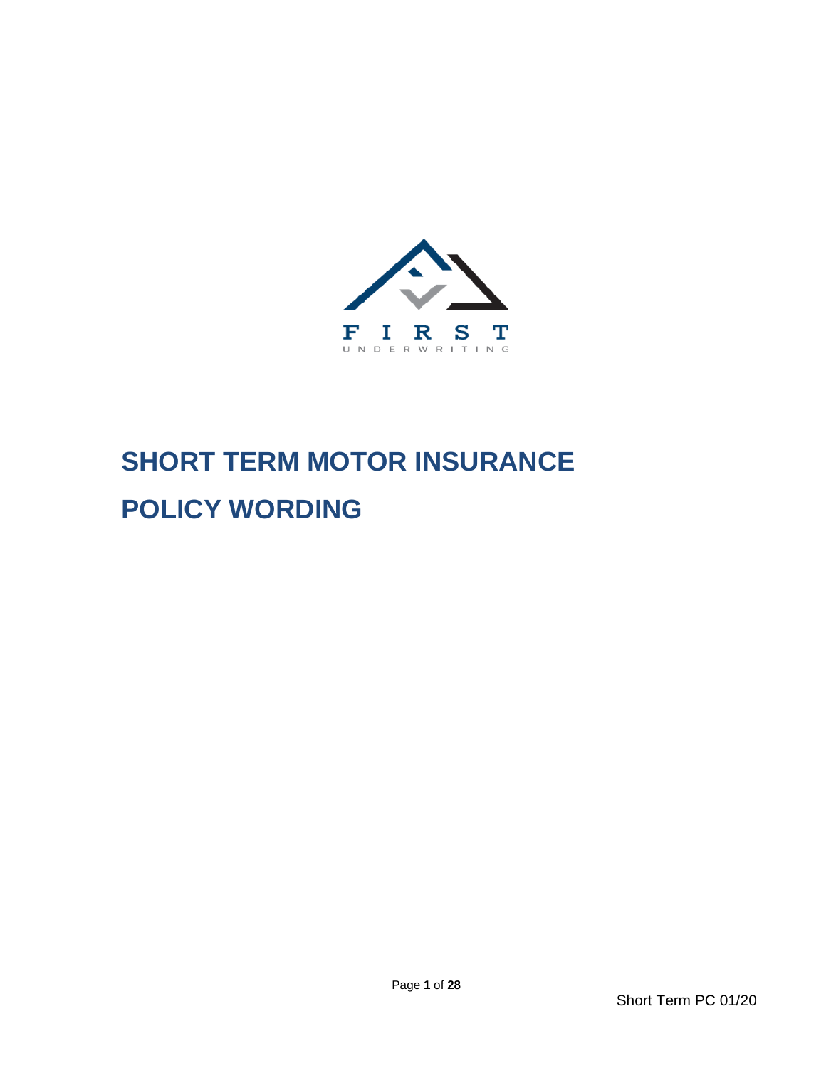FIRST

UNDERWRITING

# SHORT TERM MOTOR INSURANCE

# POLICY WORDING

Short Term PC 01/20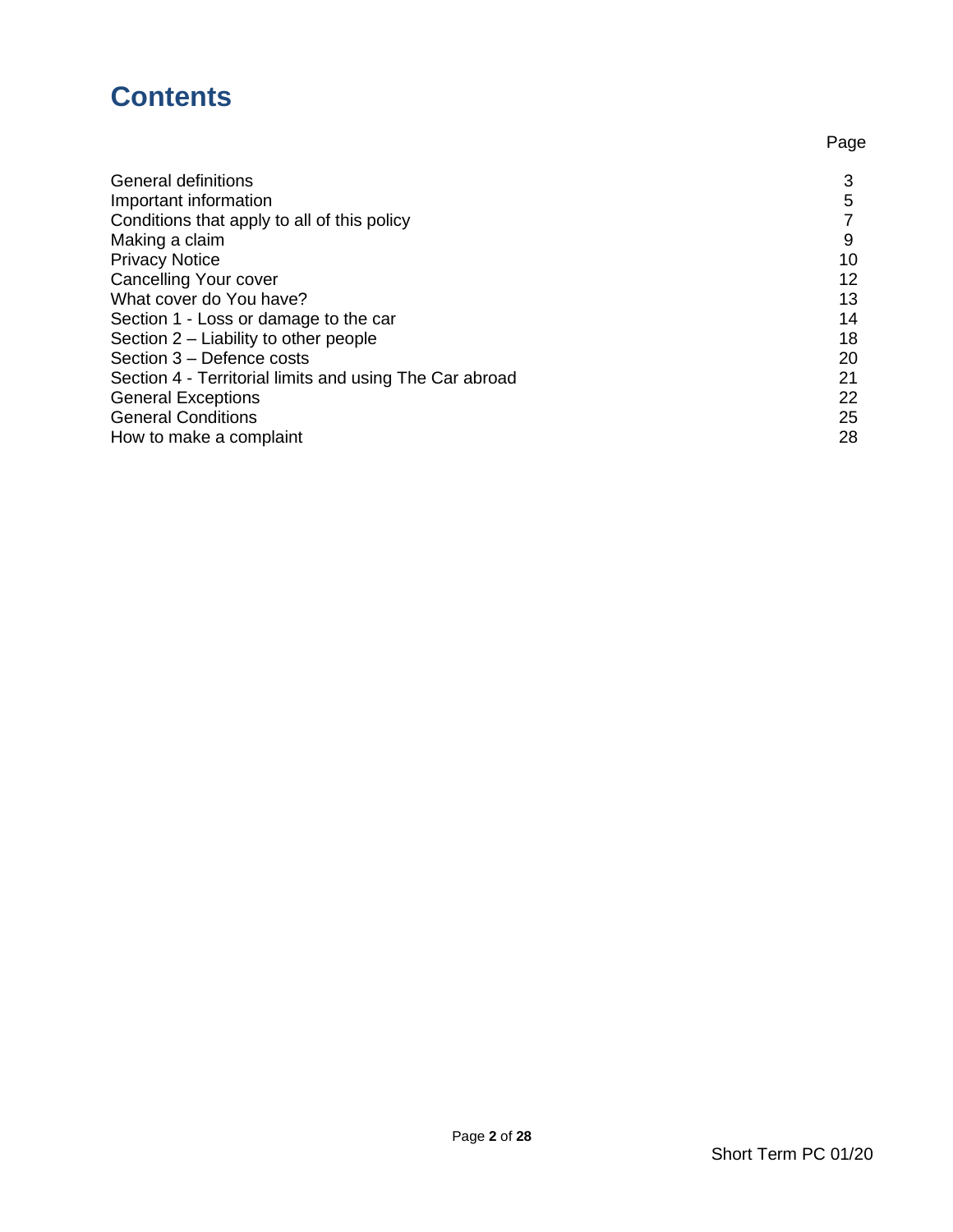# Contents

| | Page |
|---|---|
| General definitions | 3 |
| Important information | 5 |
| Conditions that apply to all of this policy | 7 |
| Making a claim | 9 |
| Privacy Notice | 10 |
| Cancelling Your cover | 12 |
| What cover do You have? | 13 |
| Section 1 - Loss or damage to the car | 14 |
| Section 2 – Liability to other people | 18 |
| Section 3 – Defence costs | 20 |
| Section 4 - Territorial limits and using The Car abroad | 21 |
| General Exceptions | 22 |
| General Conditions | 25 |
| How to make a complaint | 28 |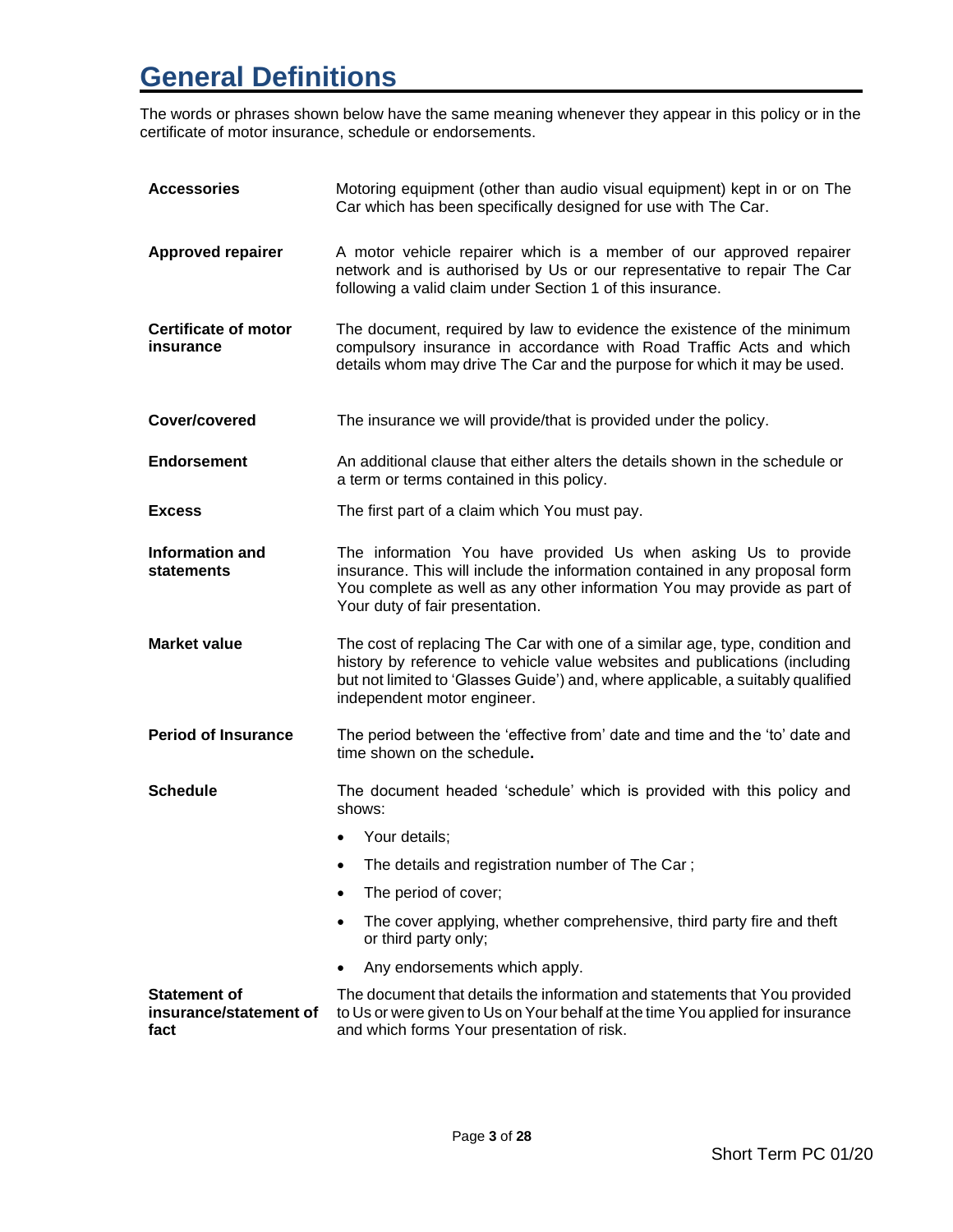# General Definitions

The words or phrases shown below have the same meaning whenever they appear in this policy or in the certificate of motor insurance, schedule or endorsements.

**Accessories**
Motoring equipment (other than audio visual equipment) kept in or on The Car which has been specifically designed for use with The Car.

**Approved repairer**
A motor vehicle repairer which is a member of our approved repairer network and is authorised by Us or our representative to repair The Car following a valid claim under Section 1 of this insurance.

**Certificate of motor insurance**
The document, required by law to evidence the existence of the minimum compulsory insurance in accordance with Road Traffic Acts and which details whom may drive The Car and the purpose for which it may be used.

**Cover/covered**
The insurance we will provide/that is provided under the policy.

**Endorsement**
An additional clause that either alters the details shown in the schedule or a term or terms contained in this policy.

**Excess**
The first part of a claim which You must pay.

**Information and statements**
The information You have provided Us when asking Us to provide insurance. This will include the information contained in any proposal form You complete as well as any other information You may provide as part of Your duty of fair presentation.

**Market value**
The cost of replacing The Car with one of a similar age, type, condition and history by reference to vehicle value websites and publications (including but not limited to 'Glasses Guide') and, where applicable, a suitably qualified independent motor engineer.

**Period of Insurance**
The period between the 'effective from' date and time and the 'to' date and time shown on the schedule**.**

**Schedule**
The document headed 'schedule' which is provided with this policy and shows:

- Your details;
- The details and registration number of The Car ;
- The period of cover;
- The cover applying, whether comprehensive, third party fire and theft or third party only;
- Any endorsements which apply.

**Statement of insurance/statement of fact**
The document that details the information and statements that You provided to Us or were given to Us on Your behalf at the time You applied for insurance and which forms Your presentation of risk.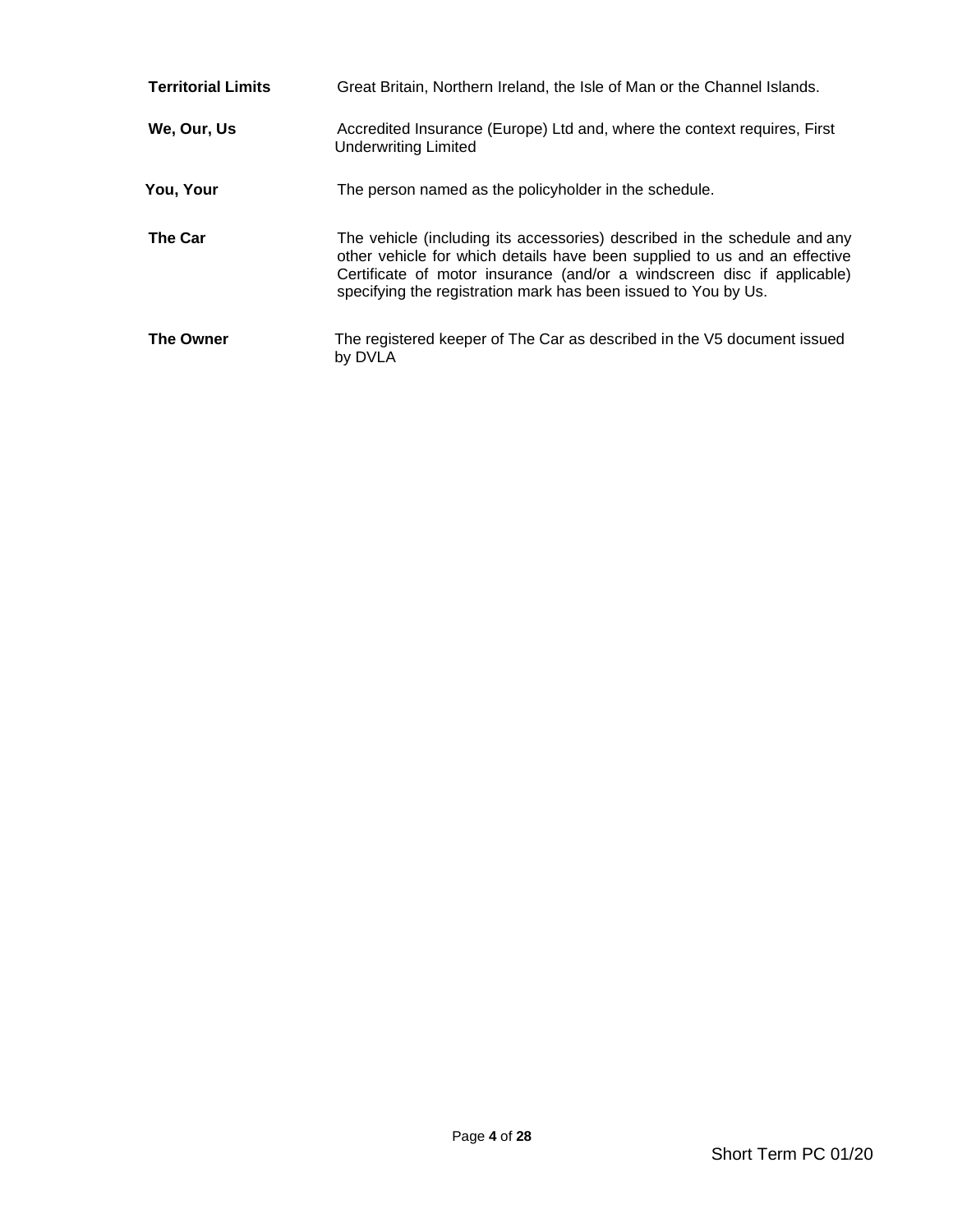**Territorial Limits** Great Britain, Northern Ireland, the Isle of Man or the Channel Islands.

**We, Our, Us** Accredited Insurance (Europe) Ltd and, where the context requires, First Underwriting Limited

**You, Your** The person named as the policyholder in the schedule.

**The Car** The vehicle (including its accessories) described in the schedule and any other vehicle for which details have been supplied to us and an effective Certificate of motor insurance (and/or a windscreen disc if applicable) specifying the registration mark has been issued to You by Us.

**The Owner** The registered keeper of The Car as described in the V5 document issued by DVLA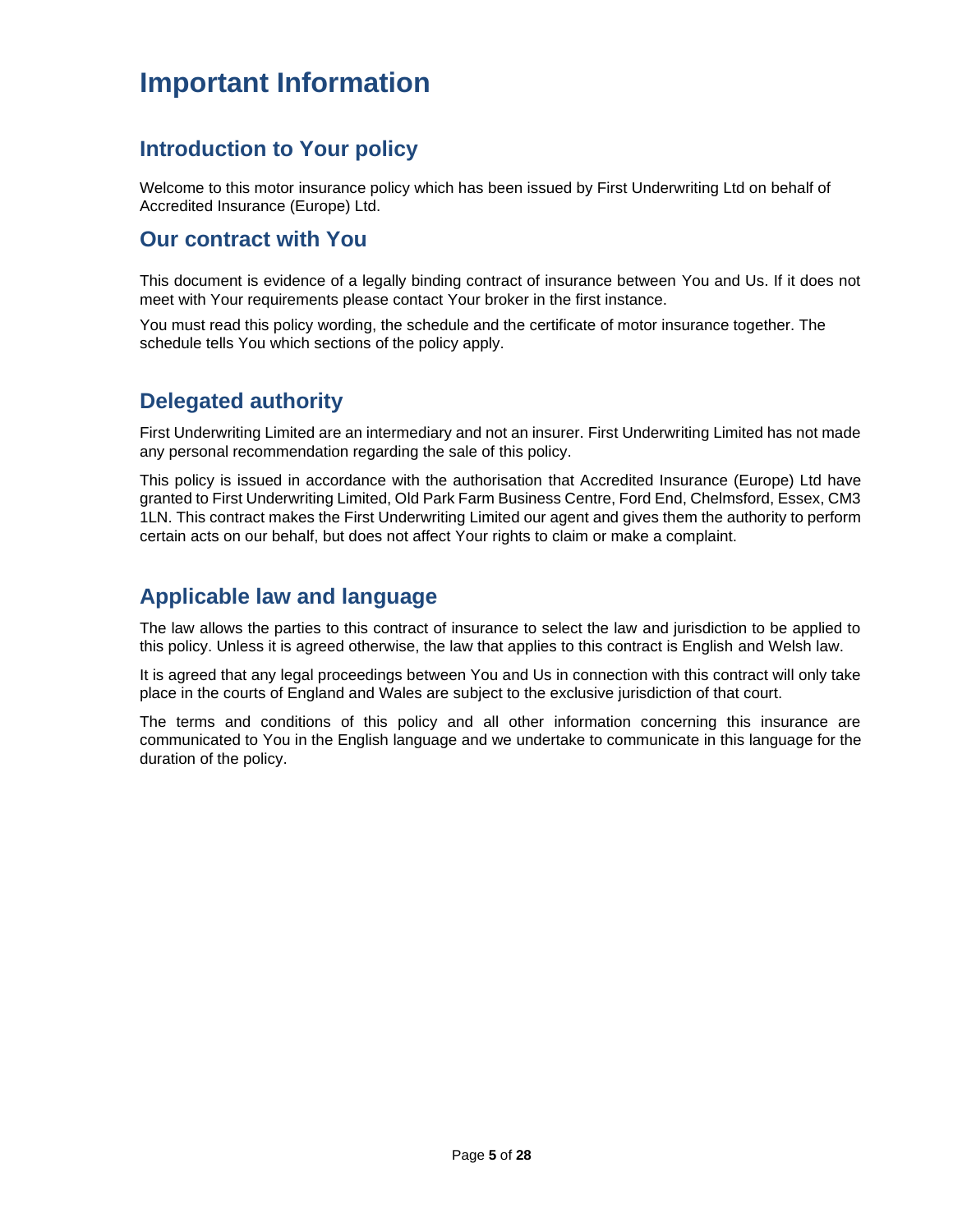# Important Information

## Introduction to Your policy

Welcome to this motor insurance policy which has been issued by First Underwriting Ltd on behalf of Accredited Insurance (Europe) Ltd.

## Our contract with You

This document is evidence of a legally binding contract of insurance between You and Us. If it does not meet with Your requirements please contact Your broker in the first instance.

You must read this policy wording, the schedule and the certificate of motor insurance together. The schedule tells You which sections of the policy apply.

## Delegated authority

First Underwriting Limited are an intermediary and not an insurer. First Underwriting Limited has not made any personal recommendation regarding the sale of this policy.

This policy is issued in accordance with the authorisation that Accredited Insurance (Europe) Ltd have granted to First Underwriting Limited, Old Park Farm Business Centre, Ford End, Chelmsford, Essex, CM3 1LN. This contract makes the First Underwriting Limited our agent and gives them the authority to perform certain acts on our behalf, but does not affect Your rights to claim or make a complaint.

## Applicable law and language

The law allows the parties to this contract of insurance to select the law and jurisdiction to be applied to this policy. Unless it is agreed otherwise, the law that applies to this contract is English and Welsh law.

It is agreed that any legal proceedings between You and Us in connection with this contract will only take place in the courts of England and Wales are subject to the exclusive jurisdiction of that court.

The terms and conditions of this policy and all other information concerning this insurance are communicated to You in the English language and we undertake to communicate in this language for the duration of the policy.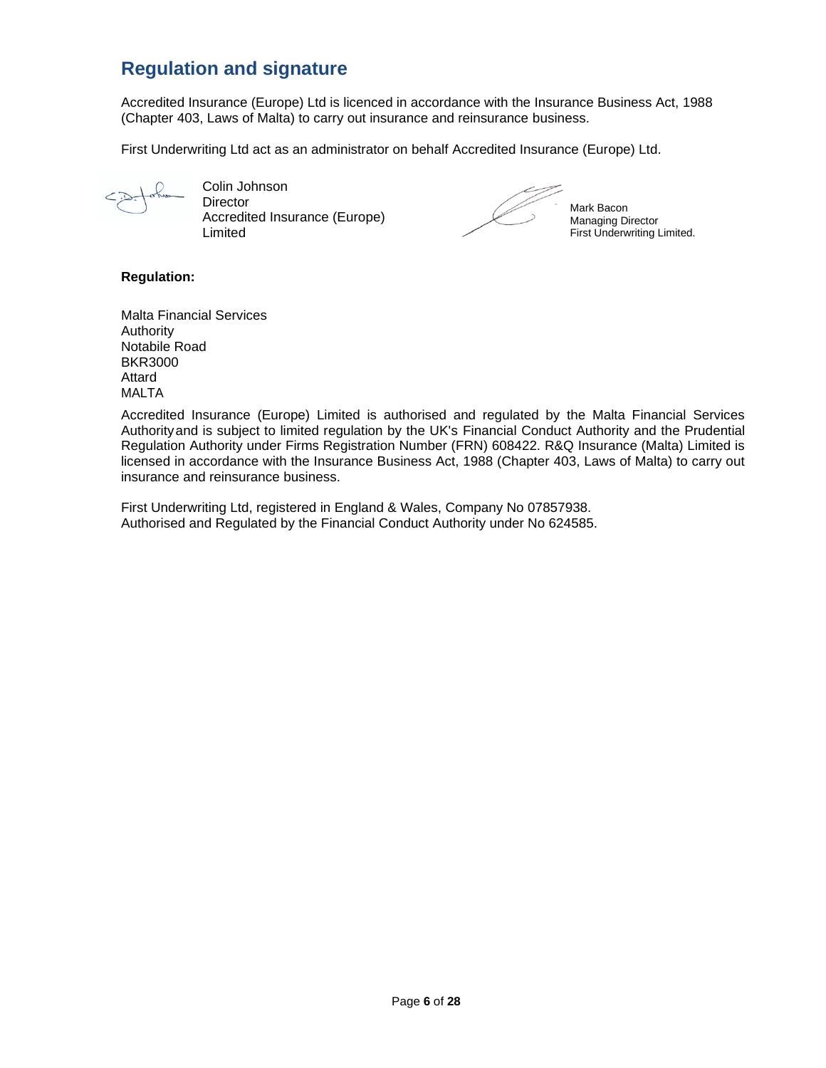## Regulation and signature

Accredited Insurance (Europe) Ltd is licenced in accordance with the Insurance Business Act, 1988 (Chapter 403, Laws of Malta) to carry out insurance and reinsurance business.

First Underwriting Ltd act as an administrator on behalf Accredited Insurance (Europe) Ltd.

Colin Johnson
Director
Accredited Insurance (Europe) Limited

Mark Bacon
Managing Director
First Underwriting Limited.

**Regulation:**

Malta Financial Services Authority
Notabile Road
BKR3000
Attard
MALTA

Accredited Insurance (Europe) Limited is authorised and regulated by the Malta Financial Services Authority and is subject to limited regulation by the UK's Financial Conduct Authority and the Prudential Regulation Authority under Firms Registration Number (FRN) 608422. R&Q Insurance (Malta) Limited is licensed in accordance with the Insurance Business Act, 1988 (Chapter 403, Laws of Malta) to carry out insurance and reinsurance business.

First Underwriting Ltd, registered in England & Wales, Company No 07857938.
Authorised and Regulated by the Financial Conduct Authority under No 624585.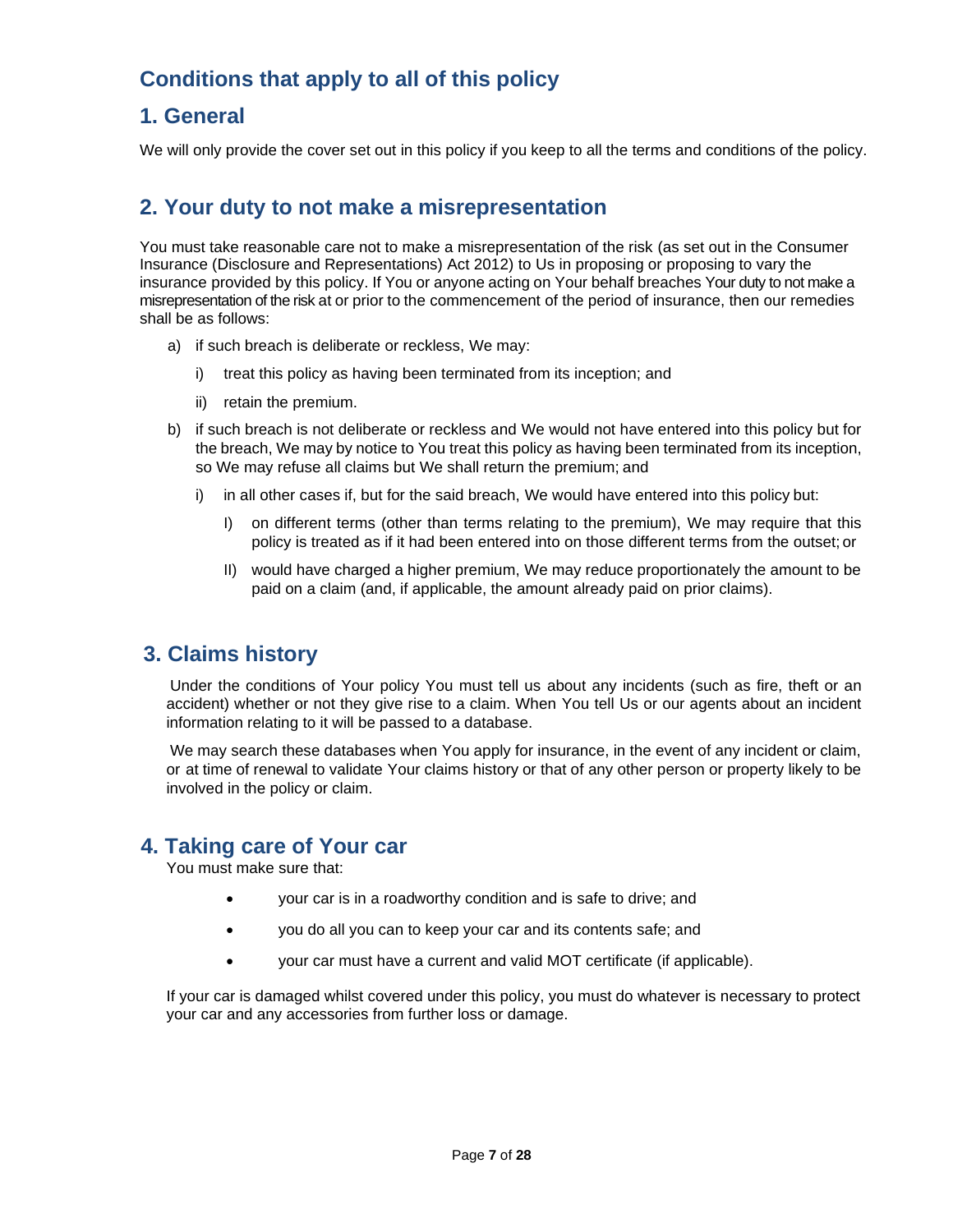# Conditions that apply to all of this policy

## 1. General

We will only provide the cover set out in this policy if you keep to all the terms and conditions of the policy.

## 2. Your duty to not make a misrepresentation

You must take reasonable care not to make a misrepresentation of the risk (as set out in the Consumer Insurance (Disclosure and Representations) Act 2012) to Us in proposing or proposing to vary the insurance provided by this policy. If You or anyone acting on Your behalf breaches Your duty to not make a misrepresentation of the risk at or prior to the commencement of the period of insurance, then our remedies shall be as follows:

a) if such breach is deliberate or reckless, We may:

   i) treat this policy as having been terminated from its inception; and

   ii) retain the premium.

b) if such breach is not deliberate or reckless and We would not have entered into this policy but for the breach, We may by notice to You treat this policy as having been terminated from its inception, so We may refuse all claims but We shall return the premium; and

   i) in all other cases if, but for the said breach, We would have entered into this policy but:

      I) on different terms (other than terms relating to the premium), We may require that this policy is treated as if it had been entered into on those different terms from the outset; or

      II) would have charged a higher premium, We may reduce proportionately the amount to be paid on a claim (and, if applicable, the amount already paid on prior claims).

## 3. Claims history

Under the conditions of Your policy You must tell us about any incidents (such as fire, theft or an accident) whether or not they give rise to a claim. When You tell Us or our agents about an incident information relating to it will be passed to a database.

We may search these databases when You apply for insurance, in the event of any incident or claim, or at time of renewal to validate Your claims history or that of any other person or property likely to be involved in the policy or claim.

## 4. Taking care of Your car

You must make sure that:

- your car is in a roadworthy condition and is safe to drive; and
- you do all you can to keep your car and its contents safe; and
- your car must have a current and valid MOT certificate (if applicable).

If your car is damaged whilst covered under this policy, you must do whatever is necessary to protect your car and any accessories from further loss or damage.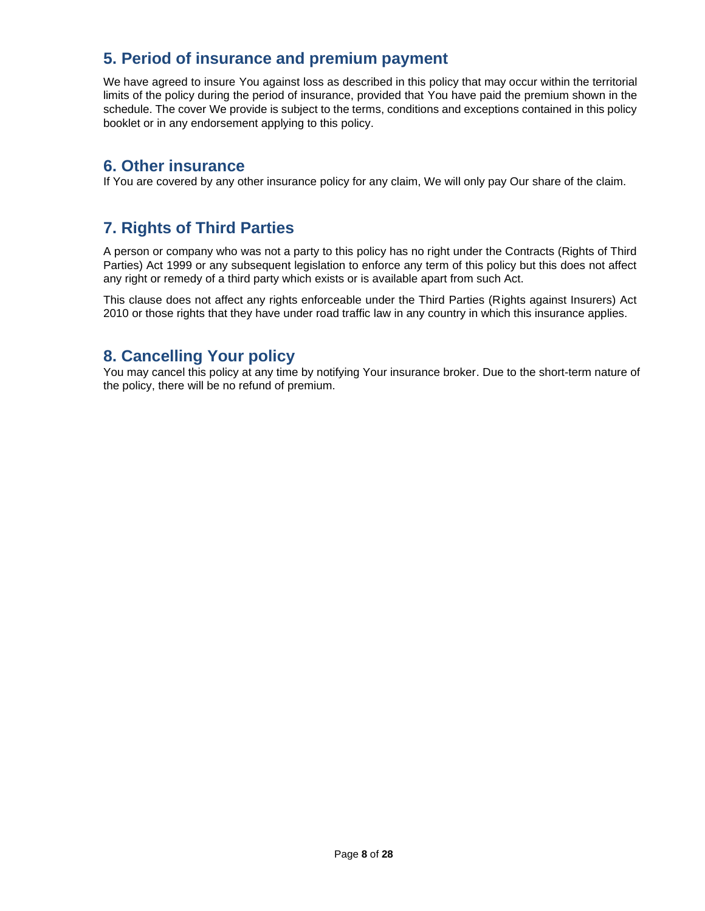## 5. Period of insurance and premium payment

We have agreed to insure You against loss as described in this policy that may occur within the territorial limits of the policy during the period of insurance, provided that You have paid the premium shown in the schedule. The cover We provide is subject to the terms, conditions and exceptions contained in this policy booklet or in any endorsement applying to this policy.

## 6. Other insurance

If You are covered by any other insurance policy for any claim, We will only pay Our share of the claim.

## 7. Rights of Third Parties

A person or company who was not a party to this policy has no right under the Contracts (Rights of Third Parties) Act 1999 or any subsequent legislation to enforce any term of this policy but this does not affect any right or remedy of a third party which exists or is available apart from such Act.

This clause does not affect any rights enforceable under the Third Parties (Rights against Insurers) Act 2010 or those rights that they have under road traffic law in any country in which this insurance applies.

## 8. Cancelling Your policy

You may cancel this policy at any time by notifying Your insurance broker. Due to the short-term nature of the policy, there will be no refund of premium.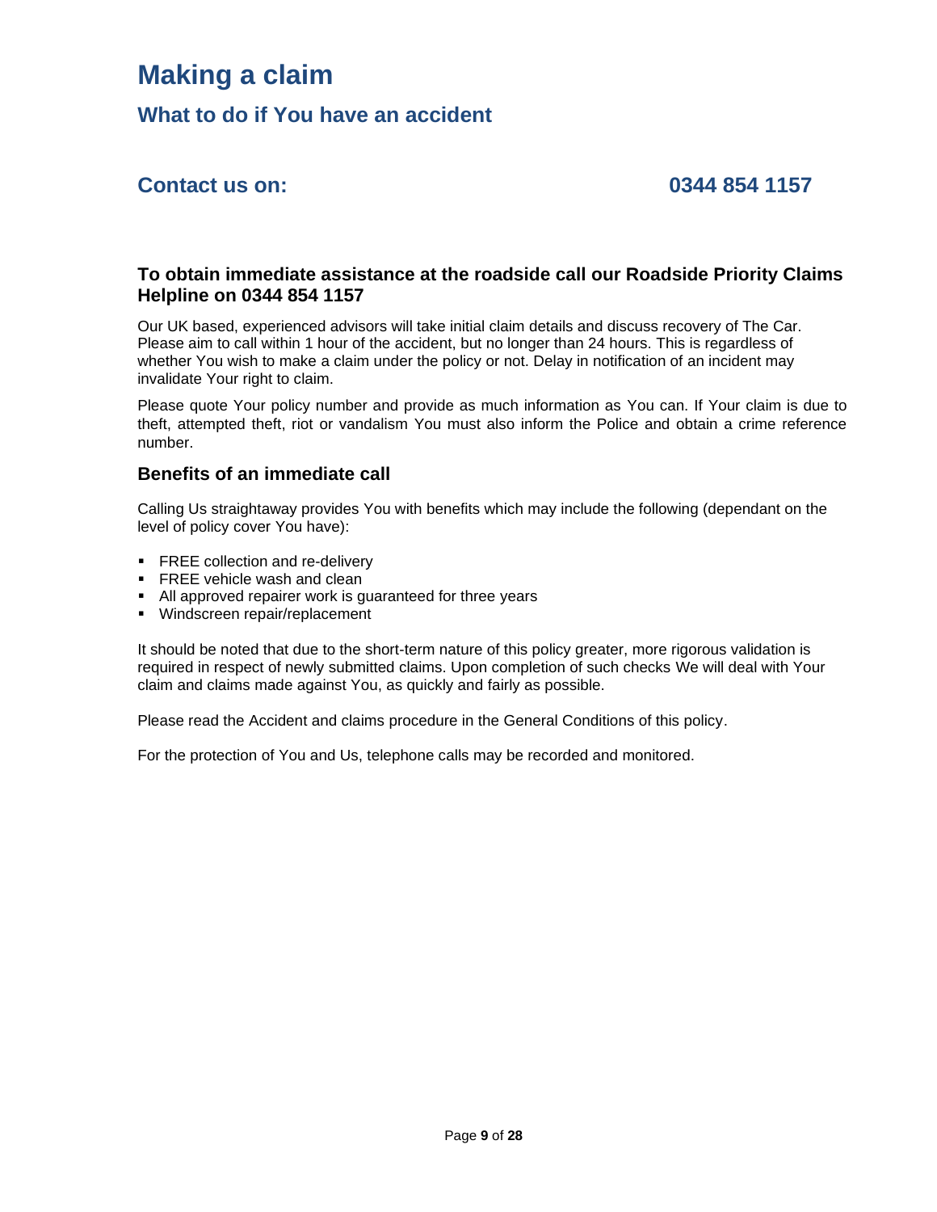# Making a claim

## What to do if You have an accident

## Contact us on: 0344 854 1157

### To obtain immediate assistance at the roadside call our Roadside Priority Claims Helpline on 0344 854 1157

Our UK based, experienced advisors will take initial claim details and discuss recovery of The Car. Please aim to call within 1 hour of the accident, but no longer than 24 hours. This is regardless of whether You wish to make a claim under the policy or not. Delay in notification of an incident may invalidate Your right to claim.

Please quote Your policy number and provide as much information as You can. If Your claim is due to theft, attempted theft, riot or vandalism You must also inform the Police and obtain a crime reference number.

### Benefits of an immediate call

Calling Us straightaway provides You with benefits which may include the following (dependant on the level of policy cover You have):

- FREE collection and re-delivery
- FREE vehicle wash and clean
- All approved repairer work is guaranteed for three years
- Windscreen repair/replacement

It should be noted that due to the short-term nature of this policy greater, more rigorous validation is required in respect of newly submitted claims. Upon completion of such checks We will deal with Your claim and claims made against You, as quickly and fairly as possible.

Please read the Accident and claims procedure in the General Conditions of this policy.

For the protection of You and Us, telephone calls may be recorded and monitored.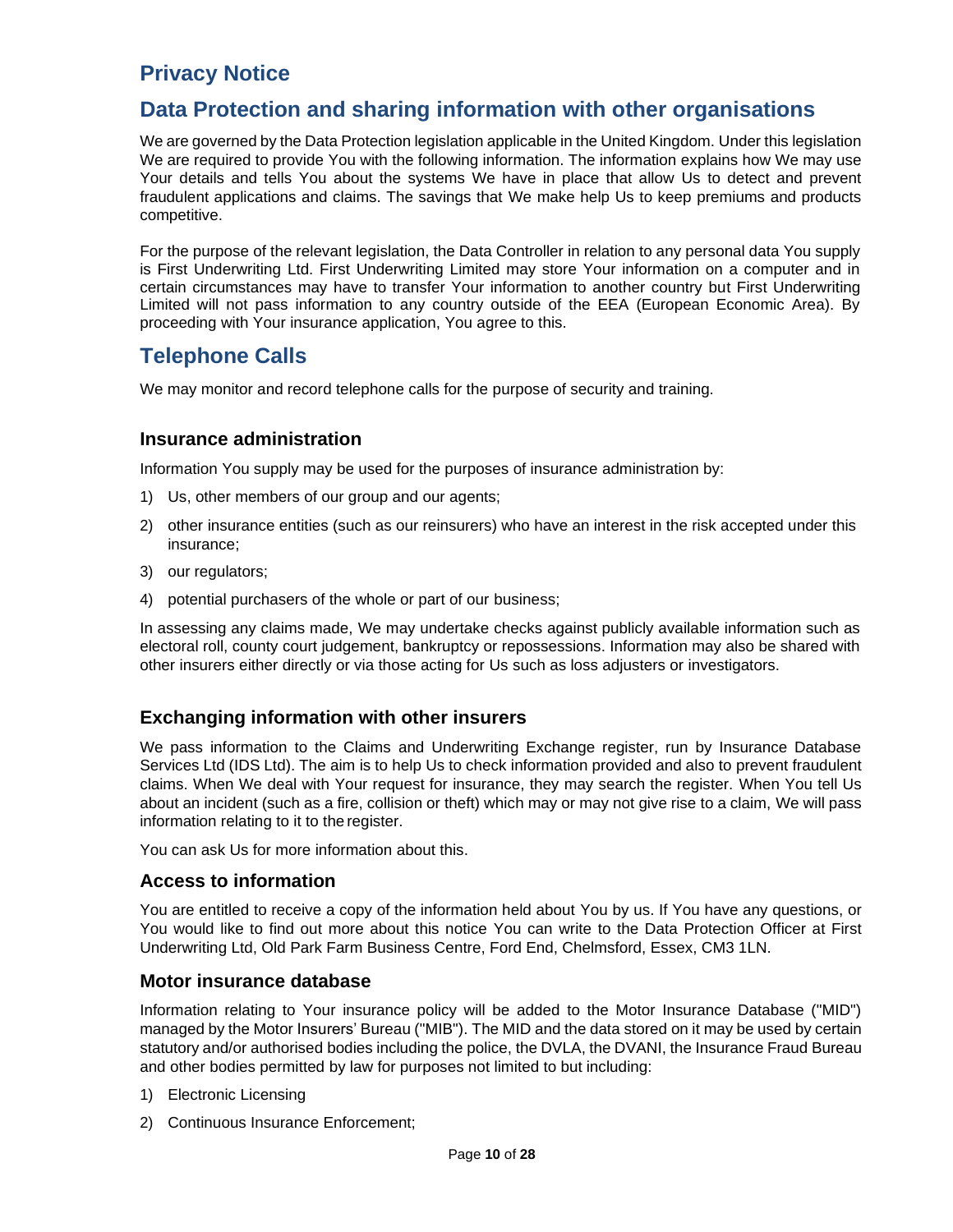# Privacy Notice

# Data Protection and sharing information with other organisations

We are governed by the Data Protection legislation applicable in the United Kingdom. Under this legislation We are required to provide You with the following information. The information explains how We may use Your details and tells You about the systems We have in place that allow Us to detect and prevent fraudulent applications and claims. The savings that We make help Us to keep premiums and products competitive.

For the purpose of the relevant legislation, the Data Controller in relation to any personal data You supply is First Underwriting Ltd. First Underwriting Limited may store Your information on a computer and in certain circumstances may have to transfer Your information to another country but First Underwriting Limited will not pass information to any country outside of the EEA (European Economic Area). By proceeding with Your insurance application, You agree to this.

# Telephone Calls

We may monitor and record telephone calls for the purpose of security and training.

### Insurance administration

Information You supply may be used for the purposes of insurance administration by:

1) Us, other members of our group and our agents;
2) other insurance entities (such as our reinsurers) who have an interest in the risk accepted under this insurance;
3) our regulators;
4) potential purchasers of the whole or part of our business;

In assessing any claims made, We may undertake checks against publicly available information such as electoral roll, county court judgement, bankruptcy or repossessions. Information may also be shared with other insurers either directly or via those acting for Us such as loss adjusters or investigators.

### Exchanging information with other insurers

We pass information to the Claims and Underwriting Exchange register, run by Insurance Database Services Ltd (IDS Ltd). The aim is to help Us to check information provided and also to prevent fraudulent claims. When We deal with Your request for insurance, they may search the register. When You tell Us about an incident (such as a fire, collision or theft) which may or may not give rise to a claim, We will pass information relating to it to the register.

You can ask Us for more information about this.

### Access to information

You are entitled to receive a copy of the information held about You by us. If You have any questions, or You would like to find out more about this notice You can write to the Data Protection Officer at First Underwriting Ltd, Old Park Farm Business Centre, Ford End, Chelmsford, Essex, CM3 1LN.

### Motor insurance database

Information relating to Your insurance policy will be added to the Motor Insurance Database ("MID") managed by the Motor Insurers' Bureau ("MIB"). The MID and the data stored on it may be used by certain statutory and/or authorised bodies including the police, the DVLA, the DVANI, the Insurance Fraud Bureau and other bodies permitted by law for purposes not limited to but including:

1) Electronic Licensing
2) Continuous Insurance Enforcement;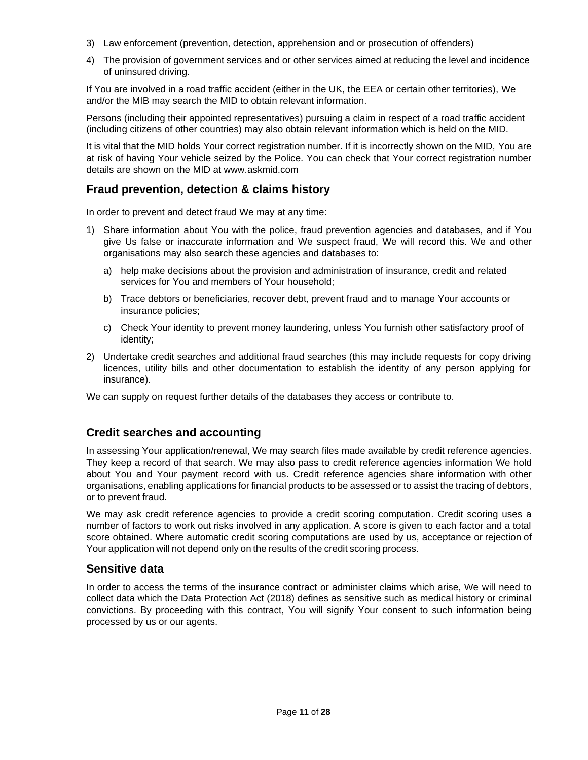3) Law enforcement (prevention, detection, apprehension and or prosecution of offenders)

4) The provision of government services and or other services aimed at reducing the level and incidence of uninsured driving.

If You are involved in a road traffic accident (either in the UK, the EEA or certain other territories), We and/or the MIB may search the MID to obtain relevant information.

Persons (including their appointed representatives) pursuing a claim in respect of a road traffic accident (including citizens of other countries) may also obtain relevant information which is held on the MID.

It is vital that the MID holds Your correct registration number. If it is incorrectly shown on the MID, You are at risk of having Your vehicle seized by the Police. You can check that Your correct registration number details are shown on the MID at www.askmid.com

## Fraud prevention, detection & claims history

In order to prevent and detect fraud We may at any time:

1) Share information about You with the police, fraud prevention agencies and databases, and if You give Us false or inaccurate information and We suspect fraud, We will record this. We and other organisations may also search these agencies and databases to:
   a) help make decisions about the provision and administration of insurance, credit and related services for You and members of Your household;
   b) Trace debtors or beneficiaries, recover debt, prevent fraud and to manage Your accounts or insurance policies;
   c) Check Your identity to prevent money laundering, unless You furnish other satisfactory proof of identity;

2) Undertake credit searches and additional fraud searches (this may include requests for copy driving licences, utility bills and other documentation to establish the identity of any person applying for insurance).

We can supply on request further details of the databases they access or contribute to.

## Credit searches and accounting

In assessing Your application/renewal, We may search files made available by credit reference agencies. They keep a record of that search. We may also pass to credit reference agencies information We hold about You and Your payment record with us. Credit reference agencies share information with other organisations, enabling applications for financial products to be assessed or to assist the tracing of debtors, or to prevent fraud.

We may ask credit reference agencies to provide a credit scoring computation. Credit scoring uses a number of factors to work out risks involved in any application. A score is given to each factor and a total score obtained. Where automatic credit scoring computations are used by us, acceptance or rejection of Your application will not depend only on the results of the credit scoring process.

## Sensitive data

In order to access the terms of the insurance contract or administer claims which arise, We will need to collect data which the Data Protection Act (2018) defines as sensitive such as medical history or criminal convictions. By proceeding with this contract, You will signify Your consent to such information being processed by us or our agents.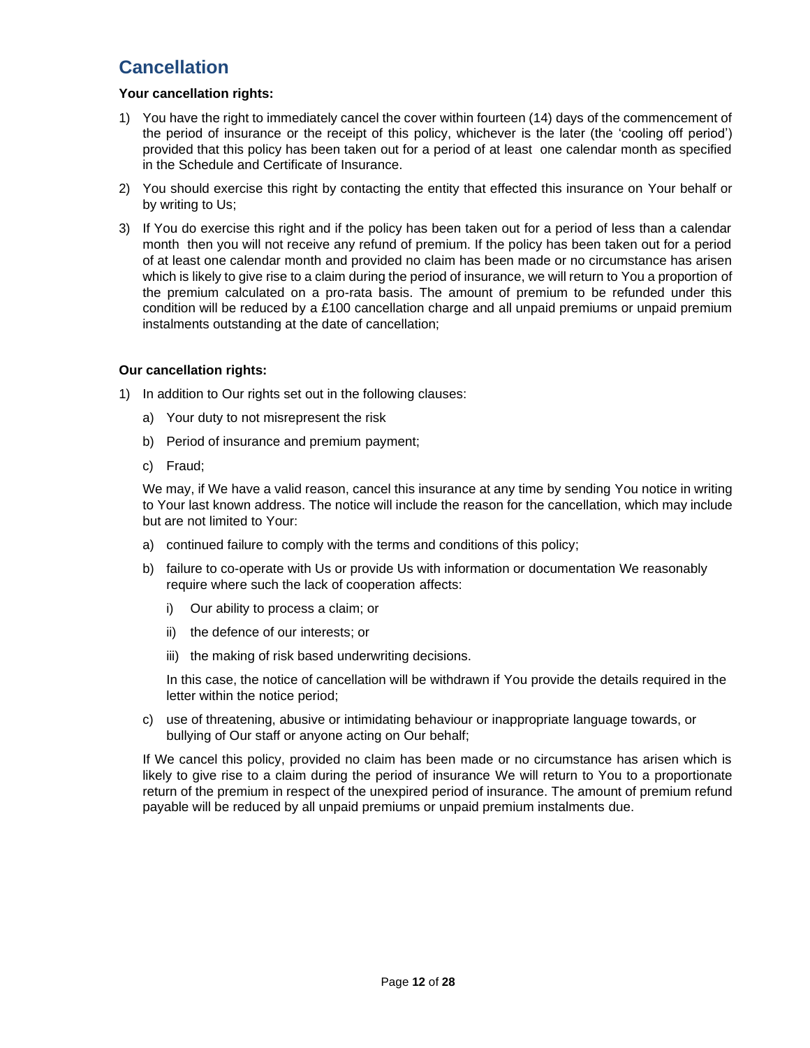## Cancellation

**Your cancellation rights:**

1) You have the right to immediately cancel the cover within fourteen (14) days of the commencement of the period of insurance or the receipt of this policy, whichever is the later (the 'cooling off period') provided that this policy has been taken out for a period of at least one calendar month as specified in the Schedule and Certificate of Insurance.

2) You should exercise this right by contacting the entity that effected this insurance on Your behalf or by writing to Us;

3) If You do exercise this right and if the policy has been taken out for a period of less than a calendar month then you will not receive any refund of premium. If the policy has been taken out for a period of at least one calendar month and provided no claim has been made or no circumstance has arisen which is likely to give rise to a claim during the period of insurance, we will return to You a proportion of the premium calculated on a pro-rata basis. The amount of premium to be refunded under this condition will be reduced by a £100 cancellation charge and all unpaid premiums or unpaid premium instalments outstanding at the date of cancellation;

**Our cancellation rights:**

1) In addition to Our rights set out in the following clauses:

   a) Your duty to not misrepresent the risk

   b) Period of insurance and premium payment;

   c) Fraud;

   We may, if We have a valid reason, cancel this insurance at any time by sending You notice in writing to Your last known address. The notice will include the reason for the cancellation, which may include but are not limited to Your:

   a) continued failure to comply with the terms and conditions of this policy;

   b) failure to co-operate with Us or provide Us with information or documentation We reasonably require where such the lack of cooperation affects:

      i) Our ability to process a claim; or

      ii) the defence of our interests; or

      iii) the making of risk based underwriting decisions.

      In this case, the notice of cancellation will be withdrawn if You provide the details required in the letter within the notice period;

   c) use of threatening, abusive or intimidating behaviour or inappropriate language towards, or bullying of Our staff or anyone acting on Our behalf;

   If We cancel this policy, provided no claim has been made or no circumstance has arisen which is likely to give rise to a claim during the period of insurance We will return to You to a proportionate return of the premium in respect of the unexpired period of insurance. The amount of premium refund payable will be reduced by all unpaid premiums or unpaid premium instalments due.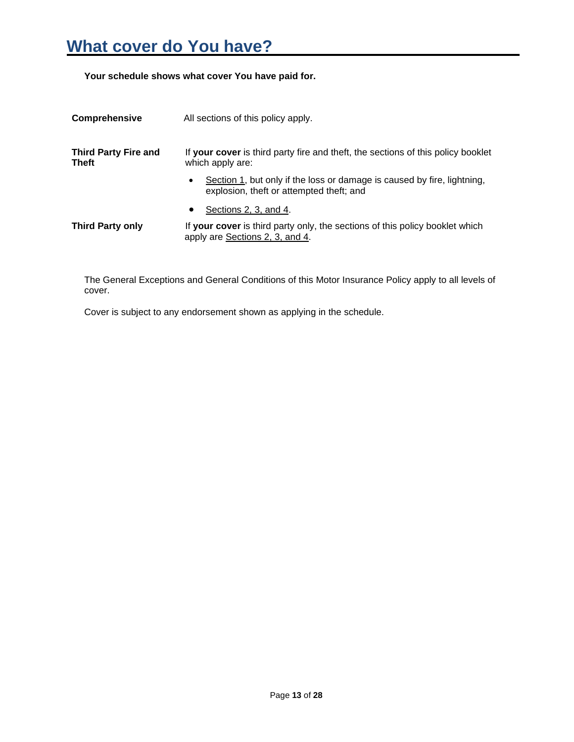# What cover do You have?

**Your schedule shows what cover You have paid for.**

**Comprehensive**

All sections of this policy apply.

**Third Party Fire and Theft**

If **your cover** is third party fire and theft, the sections of this policy booklet which apply are:

- Section 1, but only if the loss or damage is caused by fire, lightning, explosion, theft or attempted theft; and
- Sections 2, 3, and 4.

**Third Party only**

If **your cover** is third party only, the sections of this policy booklet which apply are Sections 2, 3, and 4.

The General Exceptions and General Conditions of this Motor Insurance Policy apply to all levels of cover.

Cover is subject to any endorsement shown as applying in the schedule.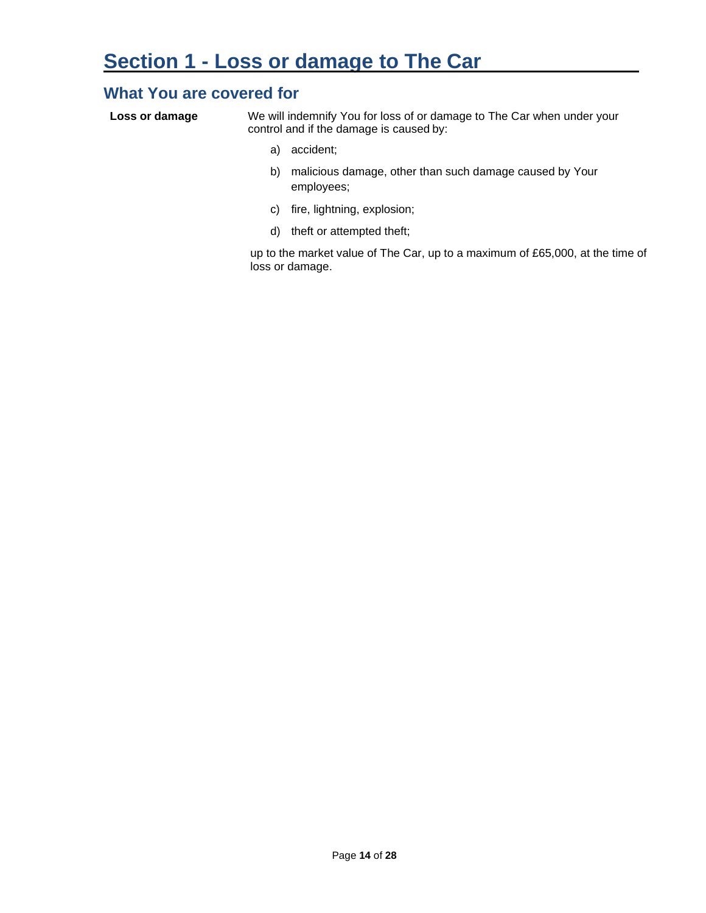# Section 1 - Loss or damage to The Car

## What You are covered for

**Loss or damage**

We will indemnify You for loss of or damage to The Car when under your control and if the damage is caused by:

a) accident;

b) malicious damage, other than such damage caused by Your employees;

c) fire, lightning, explosion;

d) theft or attempted theft;

up to the market value of The Car, up to a maximum of £65,000, at the time of loss or damage.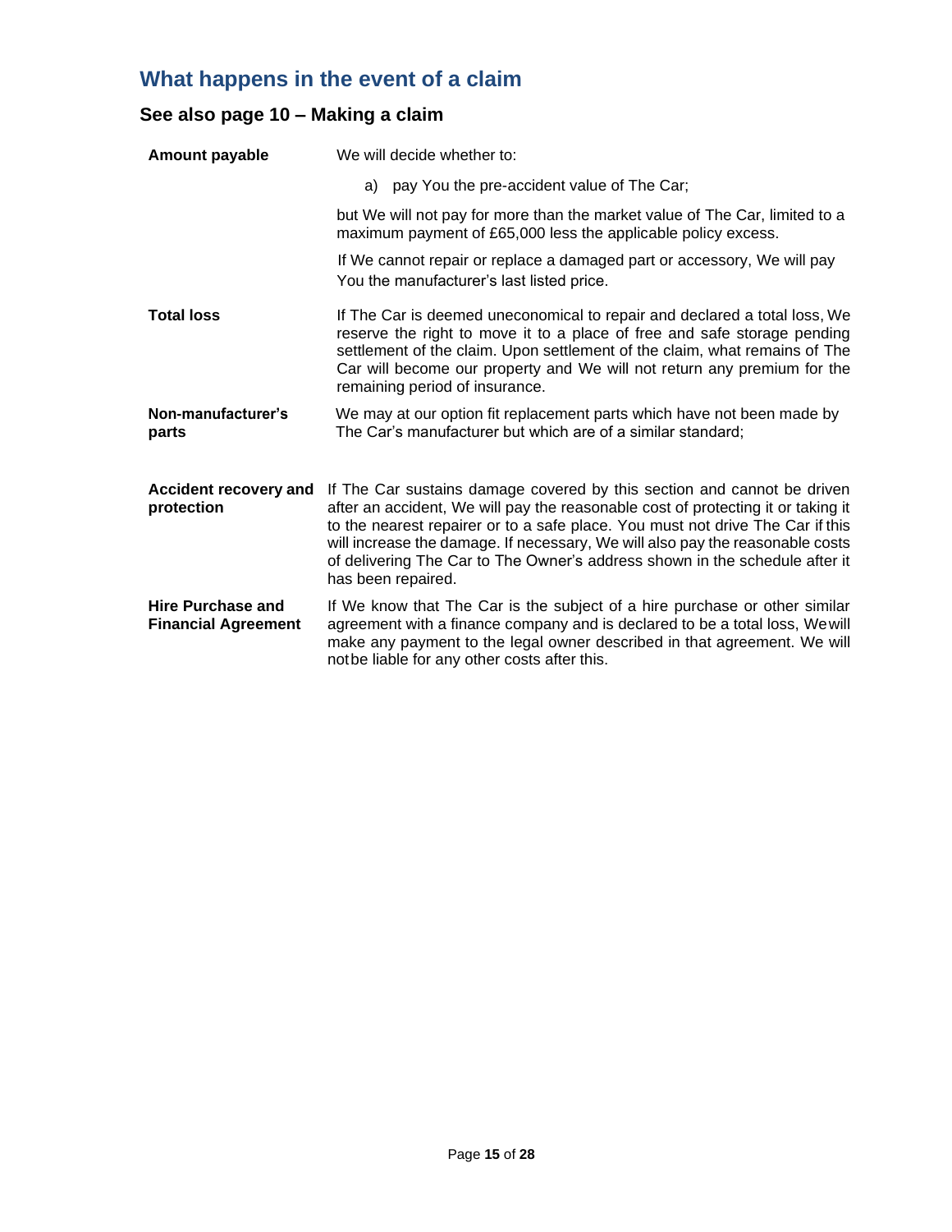## What happens in the event of a claim

### See also page 10 – Making a claim

**Amount payable**

We will decide whether to:

a) pay You the pre-accident value of The Car;

but We will not pay for more than the market value of The Car, limited to a maximum payment of £65,000 less the applicable policy excess.

If We cannot repair or replace a damaged part or accessory, We will pay You the manufacturer's last listed price.

**Total loss**

If The Car is deemed uneconomical to repair and declared a total loss, We reserve the right to move it to a place of free and safe storage pending settlement of the claim. Upon settlement of the claim, what remains of The Car will become our property and We will not return any premium for the remaining period of insurance.

**Non-manufacturer's parts**

We may at our option fit replacement parts which have not been made by The Car's manufacturer but which are of a similar standard;

**Accident recovery and protection**

If The Car sustains damage covered by this section and cannot be driven after an accident, We will pay the reasonable cost of protecting it or taking it to the nearest repairer or to a safe place. You must not drive The Car if this will increase the damage. If necessary, We will also pay the reasonable costs of delivering The Car to The Owner's address shown in the schedule after it has been repaired.

**Hire Purchase and Financial Agreement**

If We know that The Car is the subject of a hire purchase or other similar agreement with a finance company and is declared to be a total loss, We will make any payment to the legal owner described in that agreement. We will not be liable for any other costs after this.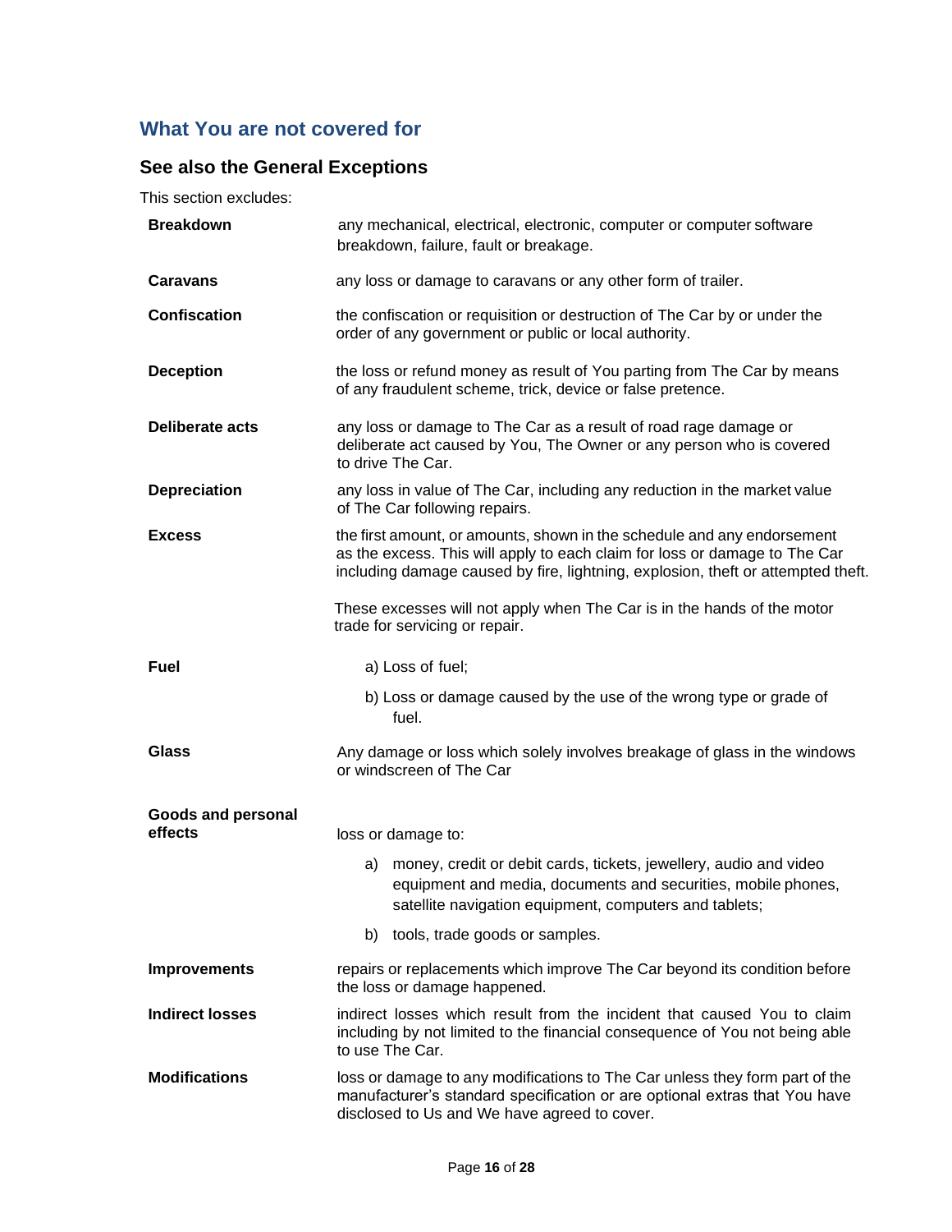## What You are not covered for

### See also the General Exceptions

This section excludes:

**Breakdown**
any mechanical, electrical, electronic, computer or computer software breakdown, failure, fault or breakage.

**Caravans**
any loss or damage to caravans or any other form of trailer.

**Confiscation**
the confiscation or requisition or destruction of The Car by or under the order of any government or public or local authority.

**Deception**
the loss or refund money as result of You parting from The Car by means of any fraudulent scheme, trick, device or false pretence.

**Deliberate acts**
any loss or damage to The Car as a result of road rage damage or deliberate act caused by You, The Owner or any person who is covered to drive The Car.

**Depreciation**
any loss in value of The Car, including any reduction in the market value of The Car following repairs.

**Excess**
the first amount, or amounts, shown in the schedule and any endorsement as the excess. This will apply to each claim for loss or damage to The Car including damage caused by fire, lightning, explosion, theft or attempted theft.

These excesses will not apply when The Car is in the hands of the motor trade for servicing or repair.

**Fuel**

a) Loss of fuel;

b) Loss or damage caused by the use of the wrong type or grade of fuel.

**Glass**
Any damage or loss which solely involves breakage of glass in the windows or windscreen of The Car

**Goods and personal effects**
loss or damage to:

a) money, credit or debit cards, tickets, jewellery, audio and video equipment and media, documents and securities, mobile phones, satellite navigation equipment, computers and tablets;

b) tools, trade goods or samples.

**Improvements**
repairs or replacements which improve The Car beyond its condition before the loss or damage happened.

**Indirect losses**
indirect losses which result from the incident that caused You to claim including by not limited to the financial consequence of You not being able to use The Car.

**Modifications**
loss or damage to any modifications to The Car unless they form part of the manufacturer's standard specification or are optional extras that You have disclosed to Us and We have agreed to cover.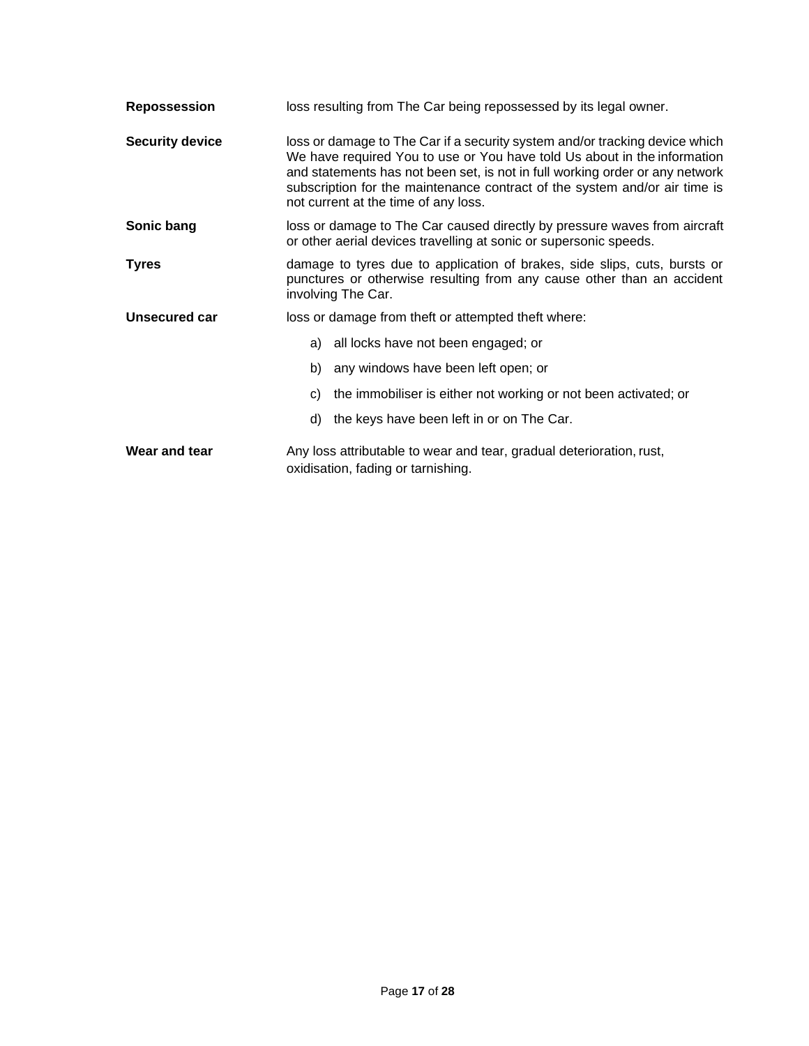**Repossession** loss resulting from The Car being repossessed by its legal owner.

**Security device** loss or damage to The Car if a security system and/or tracking device which We have required You to use or You have told Us about in the information and statements has not been set, is not in full working order or any network subscription for the maintenance contract of the system and/or air time is not current at the time of any loss.

**Sonic bang** loss or damage to The Car caused directly by pressure waves from aircraft or other aerial devices travelling at sonic or supersonic speeds.

**Tyres** damage to tyres due to application of brakes, side slips, cuts, bursts or punctures or otherwise resulting from any cause other than an accident involving The Car.

**Unsecured car** loss or damage from theft or attempted theft where:

a) all locks have not been engaged; or

b) any windows have been left open; or

c) the immobiliser is either not working or not been activated; or

d) the keys have been left in or on The Car.

**Wear and tear** Any loss attributable to wear and tear, gradual deterioration, rust, oxidisation, fading or tarnishing.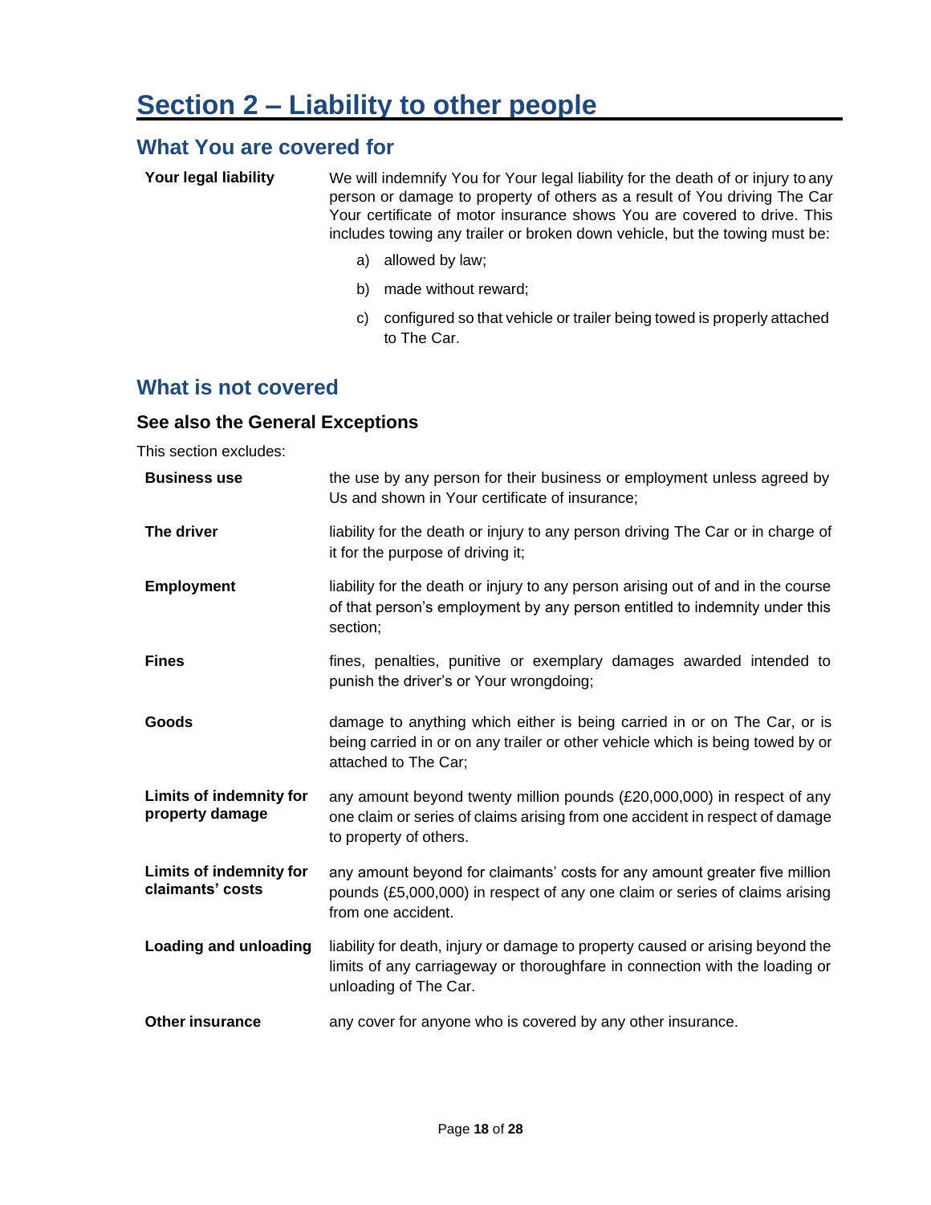# Section 2 – Liability to other people

## What You are covered for

**Your legal liability**

We will indemnify You for Your legal liability for the death of or injury to any person or damage to property of others as a result of You driving The Car Your certificate of motor insurance shows You are covered to drive. This includes towing any trailer or broken down vehicle, but the towing must be:

a) allowed by law;

b) made without reward;

c) configured so that vehicle or trailer being towed is properly attached to The Car.

## What is not covered

### See also the General Exceptions

This section excludes:

**Business use**

the use by any person for their business or employment unless agreed by Us and shown in Your certificate of insurance;

**The driver**

liability for the death or injury to any person driving The Car or in charge of it for the purpose of driving it;

**Employment**

liability for the death or injury to any person arising out of and in the course of that person's employment by any person entitled to indemnity under this section;

**Fines**

fines, penalties, punitive or exemplary damages awarded intended to punish the driver's or Your wrongdoing;

**Goods**

damage to anything which either is being carried in or on The Car, or is being carried in or on any trailer or other vehicle which is being towed by or attached to The Car;

**Limits of indemnity for property damage**

any amount beyond twenty million pounds (£20,000,000) in respect of any one claim or series of claims arising from one accident in respect of damage to property of others.

**Limits of indemnity for claimants' costs**

any amount beyond for claimants' costs for any amount greater five million pounds (£5,000,000) in respect of any one claim or series of claims arising from one accident.

**Loading and unloading**

liability for death, injury or damage to property caused or arising beyond the limits of any carriageway or thoroughfare in connection with the loading or unloading of The Car.

**Other insurance**

any cover for anyone who is covered by any other insurance.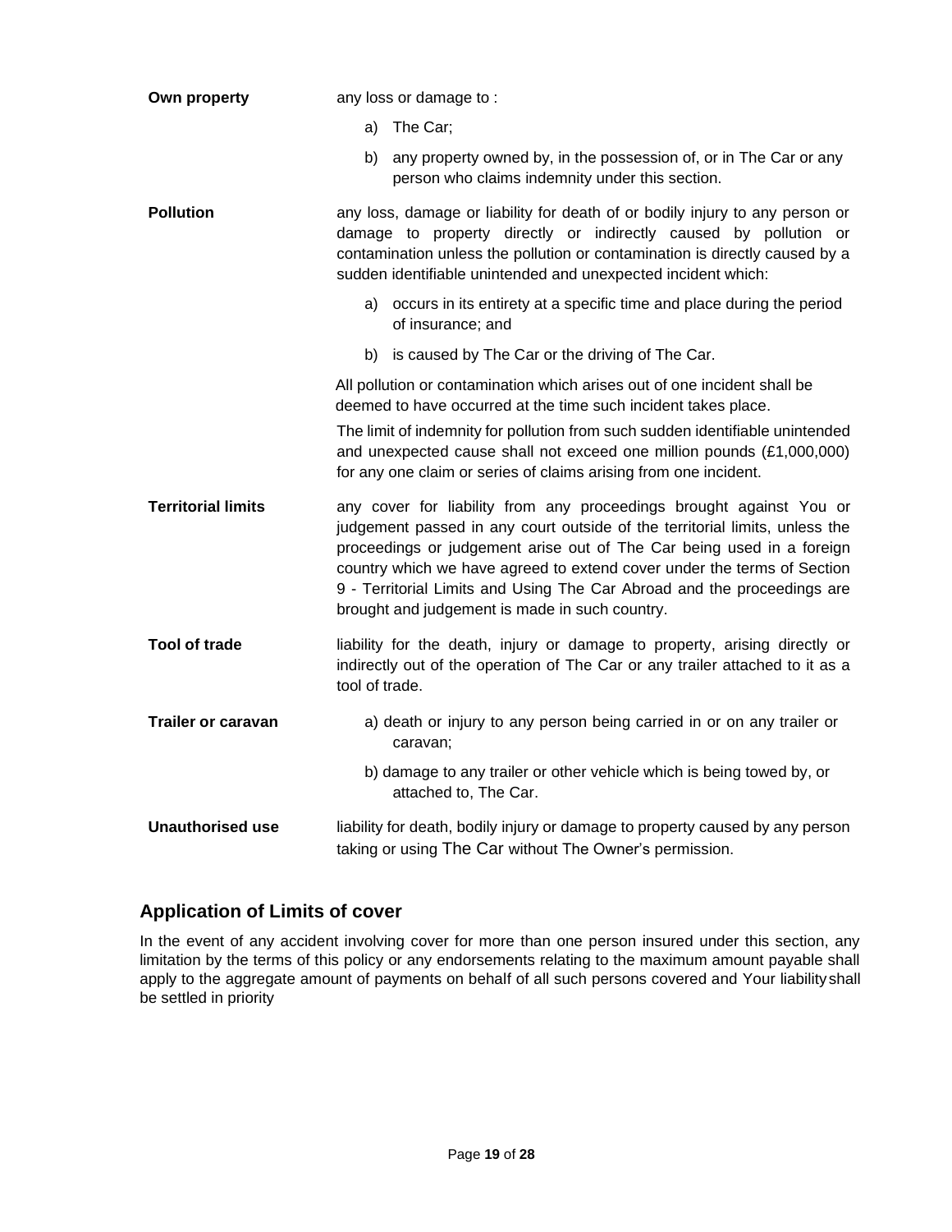**Own property** any loss or damage to :

a) The Car;

b) any property owned by, in the possession of, or in The Car or any person who claims indemnity under this section.

**Pollution** any loss, damage or liability for death of or bodily injury to any person or damage to property directly or indirectly caused by pollution or contamination unless the pollution or contamination is directly caused by a sudden identifiable unintended and unexpected incident which:

a) occurs in its entirety at a specific time and place during the period of insurance; and

b) is caused by The Car or the driving of The Car.

All pollution or contamination which arises out of one incident shall be deemed to have occurred at the time such incident takes place.

The limit of indemnity for pollution from such sudden identifiable unintended and unexpected cause shall not exceed one million pounds (£1,000,000) for any one claim or series of claims arising from one incident.

**Territorial limits** any cover for liability from any proceedings brought against You or judgement passed in any court outside of the territorial limits, unless the proceedings or judgement arise out of The Car being used in a foreign country which we have agreed to extend cover under the terms of Section 9 - Territorial Limits and Using The Car Abroad and the proceedings are brought and judgement is made in such country.

**Tool of trade** liability for the death, injury or damage to property, arising directly or indirectly out of the operation of The Car or any trailer attached to it as a tool of trade.

**Trailer or caravan**

a) death or injury to any person being carried in or on any trailer or caravan;

b) damage to any trailer or other vehicle which is being towed by, or attached to, The Car.

**Unauthorised use** liability for death, bodily injury or damage to property caused by any person taking or using The Car without The Owner's permission.

## Application of Limits of cover

In the event of any accident involving cover for more than one person insured under this section, any limitation by the terms of this policy or any endorsements relating to the maximum amount payable shall apply to the aggregate amount of payments on behalf of all such persons covered and Your liability shall be settled in priority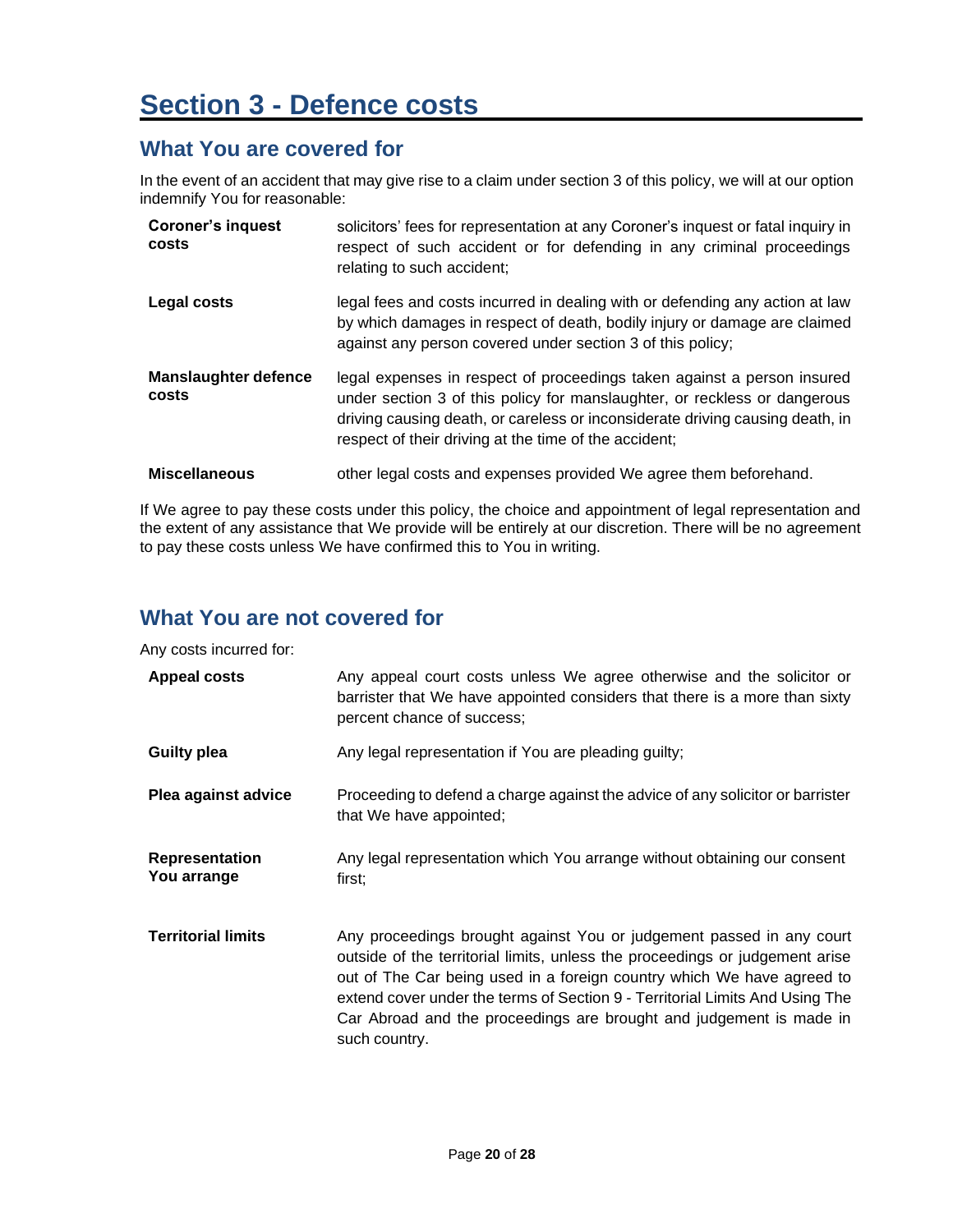# Section 3 - Defence costs

## What You are covered for

In the event of an accident that may give rise to a claim under section 3 of this policy, we will at our option indemnify You for reasonable:

| | |
|---|---|
| **Coroner's inquest costs** | solicitors' fees for representation at any Coroner's inquest or fatal inquiry in respect of such accident or for defending in any criminal proceedings relating to such accident; |
| **Legal costs** | legal fees and costs incurred in dealing with or defending any action at law by which damages in respect of death, bodily injury or damage are claimed against any person covered under section 3 of this policy; |
| **Manslaughter defence costs** | legal expenses in respect of proceedings taken against a person insured under section 3 of this policy for manslaughter, or reckless or dangerous driving causing death, or careless or inconsiderate driving causing death, in respect of their driving at the time of the accident; |
| **Miscellaneous** | other legal costs and expenses provided We agree them beforehand. |

If We agree to pay these costs under this policy, the choice and appointment of legal representation and the extent of any assistance that We provide will be entirely at our discretion. There will be no agreement to pay these costs unless We have confirmed this to You in writing.

## What You are not covered for

Any costs incurred for:

| | |
|---|---|
| **Appeal costs** | Any appeal court costs unless We agree otherwise and the solicitor or barrister that We have appointed considers that there is a more than sixty percent chance of success; |
| **Guilty plea** | Any legal representation if You are pleading guilty; |
| **Plea against advice** | Proceeding to defend a charge against the advice of any solicitor or barrister that We have appointed; |
| **Representation You arrange** | Any legal representation which You arrange without obtaining our consent first; |
| **Territorial limits** | Any proceedings brought against You or judgement passed in any court outside of the territorial limits, unless the proceedings or judgement arise out of The Car being used in a foreign country which We have agreed to extend cover under the terms of Section 9 - Territorial Limits And Using The Car Abroad and the proceedings are brought and judgement is made in such country. |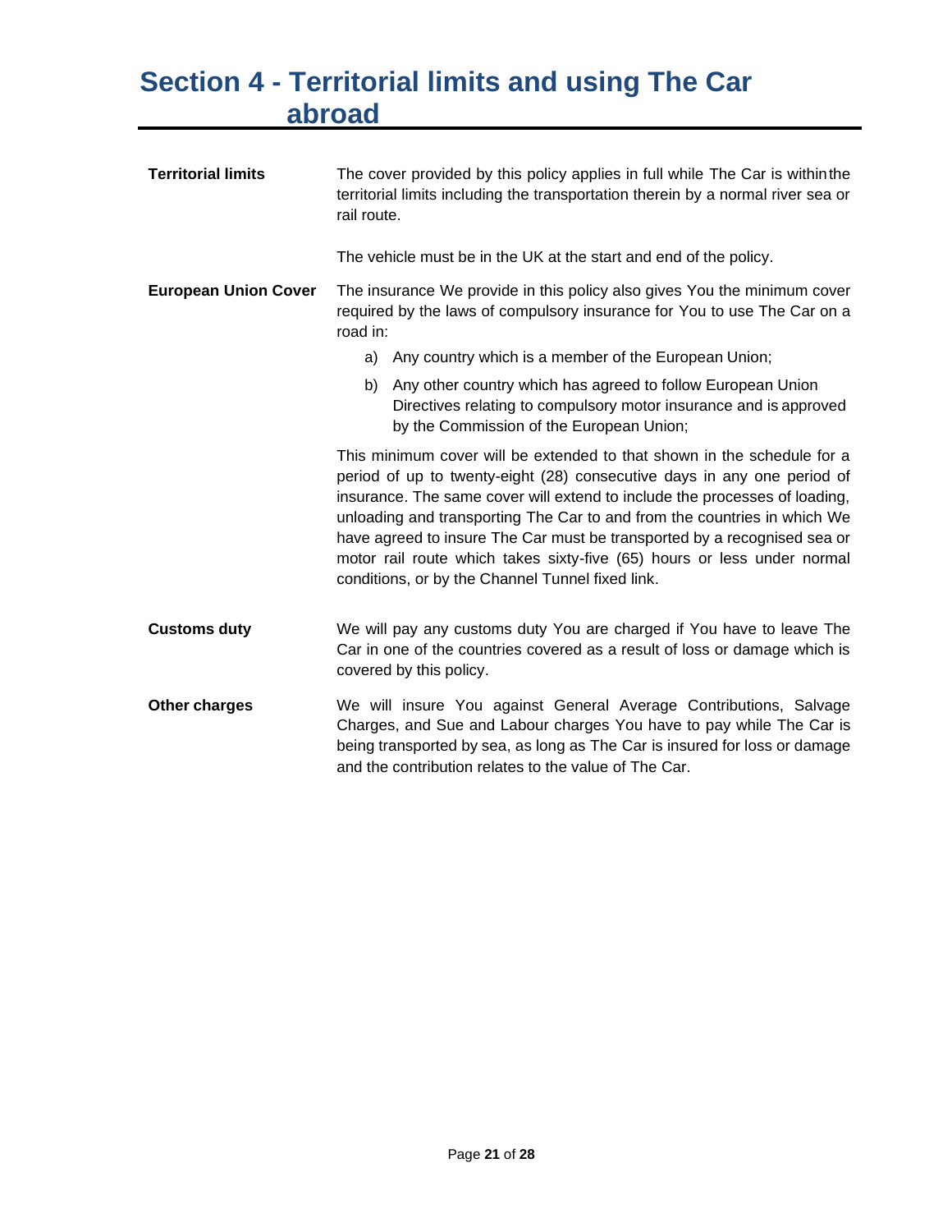# Section 4 - Territorial limits and using The Car abroad

**Territorial limits**

The cover provided by this policy applies in full while The Car is within the territorial limits including the transportation therein by a normal river sea or rail route.

The vehicle must be in the UK at the start and end of the policy.

**European Union Cover**

The insurance We provide in this policy also gives You the minimum cover required by the laws of compulsory insurance for You to use The Car on a road in:

a) Any country which is a member of the European Union;

b) Any other country which has agreed to follow European Union Directives relating to compulsory motor insurance and is approved by the Commission of the European Union;

This minimum cover will be extended to that shown in the schedule for a period of up to twenty-eight (28) consecutive days in any one period of insurance. The same cover will extend to include the processes of loading, unloading and transporting The Car to and from the countries in which We have agreed to insure The Car must be transported by a recognised sea or motor rail route which takes sixty-five (65) hours or less under normal conditions, or by the Channel Tunnel fixed link.

**Customs duty**

We will pay any customs duty You are charged if You have to leave The Car in one of the countries covered as a result of loss or damage which is covered by this policy.

**Other charges**

We will insure You against General Average Contributions, Salvage Charges, and Sue and Labour charges You have to pay while The Car is being transported by sea, as long as The Car is insured for loss or damage and the contribution relates to the value of The Car.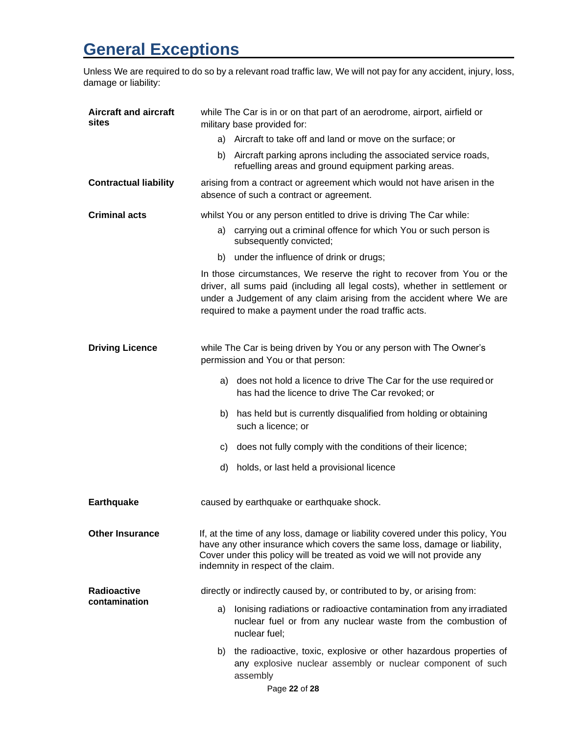# General Exceptions

Unless We are required to do so by a relevant road traffic law, We will not pay for any accident, injury, loss, damage or liability:

**Aircraft and aircraft sites**

while The Car is in or on that part of an aerodrome, airport, airfield or military base provided for:

a) Aircraft to take off and land or move on the surface; or

b) Aircraft parking aprons including the associated service roads, refuelling areas and ground equipment parking areas.

**Contractual liability**

arising from a contract or agreement which would not have arisen in the absence of such a contract or agreement.

**Criminal acts**

whilst You or any person entitled to drive is driving The Car while:

a) carrying out a criminal offence for which You or such person is subsequently convicted;

b) under the influence of drink or drugs;

In those circumstances, We reserve the right to recover from You or the driver, all sums paid (including all legal costs), whether in settlement or under a Judgement of any claim arising from the accident where We are required to make a payment under the road traffic acts.

**Driving Licence**

while The Car is being driven by You or any person with The Owner's permission and You or that person:

a) does not hold a licence to drive The Car for the use required or has had the licence to drive The Car revoked; or

b) has held but is currently disqualified from holding or obtaining such a licence; or

c) does not fully comply with the conditions of their licence;

d) holds, or last held a provisional licence

**Earthquake**

caused by earthquake or earthquake shock.

**Other Insurance**

If, at the time of any loss, damage or liability covered under this policy, You have any other insurance which covers the same loss, damage or liability, Cover under this policy will be treated as void we will not provide any indemnity in respect of the claim.

**Radioactive contamination**

directly or indirectly caused by, or contributed to by, or arising from:

a) Ionising radiations or radioactive contamination from any irradiated nuclear fuel or from any nuclear waste from the combustion of nuclear fuel;

b) the radioactive, toxic, explosive or other hazardous properties of any explosive nuclear assembly or nuclear component of such assembly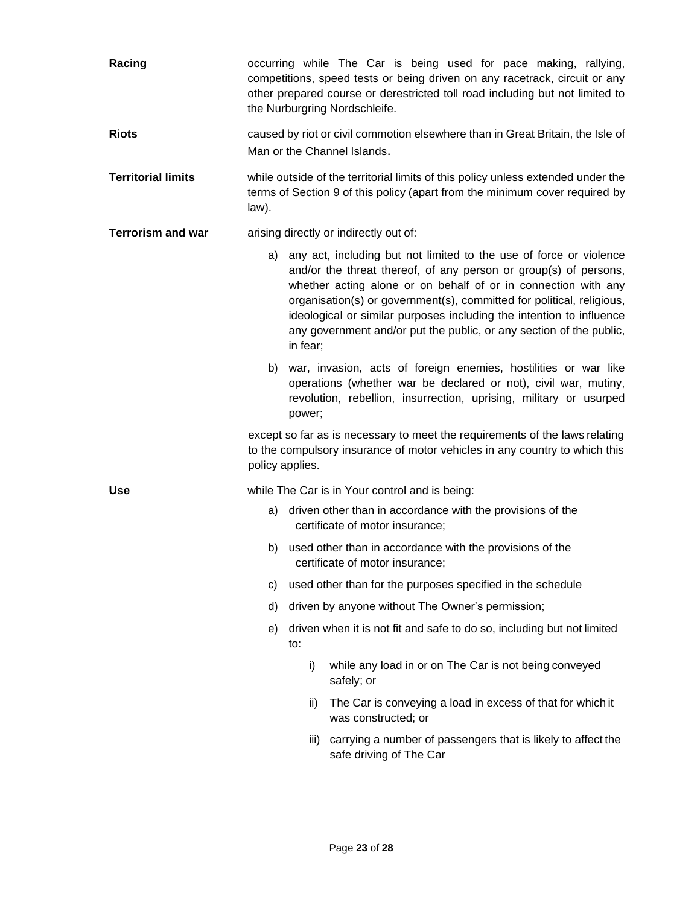**Racing** occurring while The Car is being used for pace making, rallying, competitions, speed tests or being driven on any racetrack, circuit or any other prepared course or derestricted toll road including but not limited to the Nurburgring Nordschleife.

**Riots** caused by riot or civil commotion elsewhere than in Great Britain, the Isle of Man or the Channel Islands.

**Territorial limits** while outside of the territorial limits of this policy unless extended under the terms of Section 9 of this policy (apart from the minimum cover required by law).

**Terrorism and war** arising directly or indirectly out of:

a) any act, including but not limited to the use of force or violence and/or the threat thereof, of any person or group(s) of persons, whether acting alone or on behalf of or in connection with any organisation(s) or government(s), committed for political, religious, ideological or similar purposes including the intention to influence any government and/or put the public, or any section of the public, in fear;

b) war, invasion, acts of foreign enemies, hostilities or war like operations (whether war be declared or not), civil war, mutiny, revolution, rebellion, insurrection, uprising, military or usurped power;

except so far as is necessary to meet the requirements of the laws relating to the compulsory insurance of motor vehicles in any country to which this policy applies.

**Use** while The Car is in Your control and is being:

a) driven other than in accordance with the provisions of the certificate of motor insurance;

b) used other than in accordance with the provisions of the certificate of motor insurance;

c) used other than for the purposes specified in the schedule

d) driven by anyone without The Owner's permission;

e) driven when it is not fit and safe to do so, including but not limited to:

   i) while any load in or on The Car is not being conveyed safely; or

   ii) The Car is conveying a load in excess of that for which it was constructed; or

   iii) carrying a number of passengers that is likely to affect the safe driving of The Car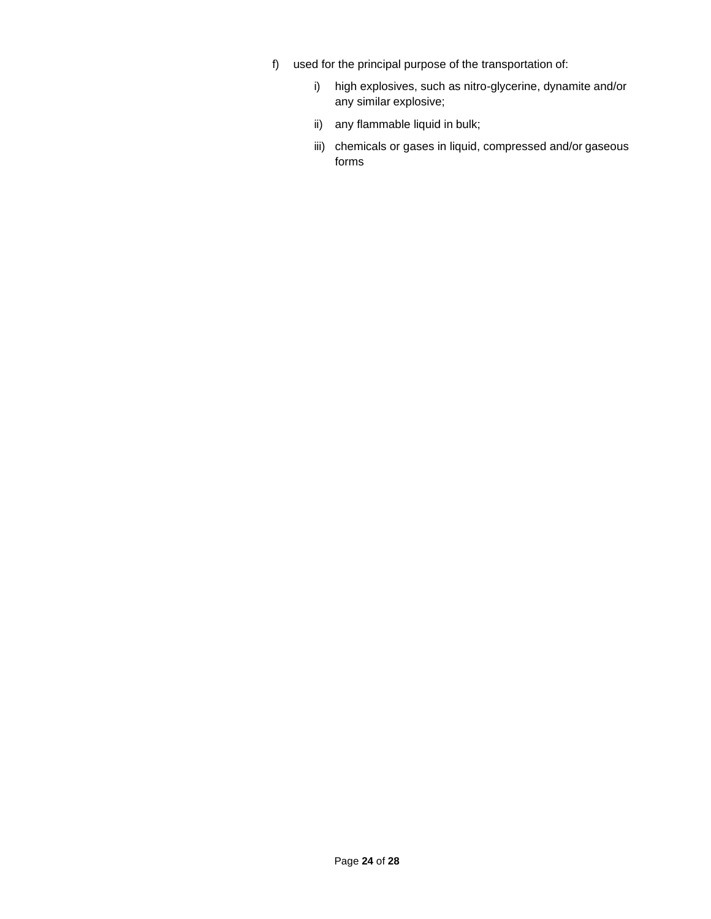f) used for the principal purpose of the transportation of:

   i) high explosives, such as nitro-glycerine, dynamite and/or any similar explosive;

   ii) any flammable liquid in bulk;

   iii) chemicals or gases in liquid, compressed and/or gaseous forms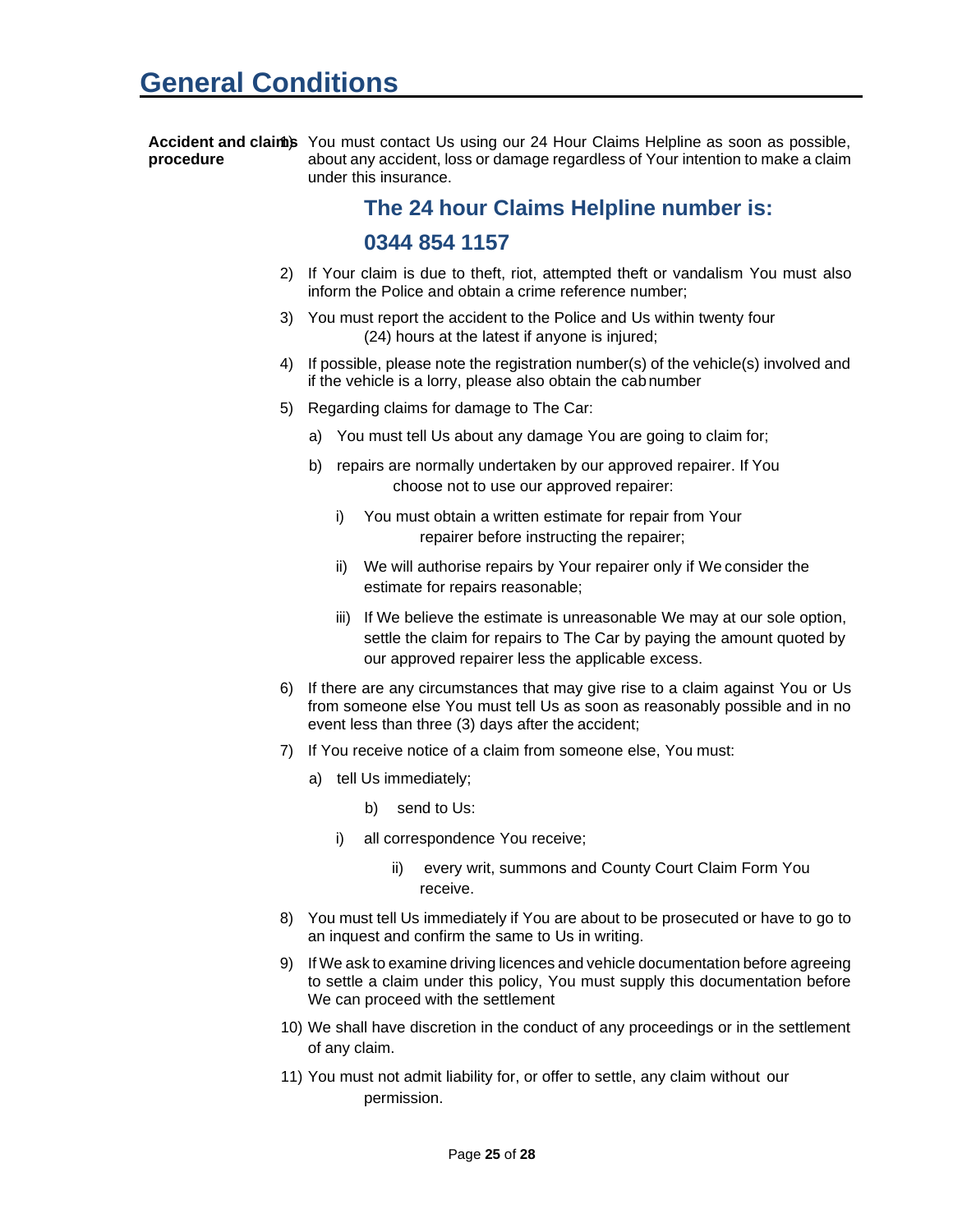# General Conditions

**Accident and claims procedure**

1) You must contact Us using our 24 Hour Claims Helpline as soon as possible, about any accident, loss or damage regardless of Your intention to make a claim under this insurance.

   **The 24 hour Claims Helpline number is:**

   **0344 854 1157**

2) If Your claim is due to theft, riot, attempted theft or vandalism You must also inform the Police and obtain a crime reference number;
3) You must report the accident to the Police and Us within twenty four (24) hours at the latest if anyone is injured;
4) If possible, please note the registration number(s) of the vehicle(s) involved and if the vehicle is a lorry, please also obtain the cab number
5) Regarding claims for damage to The Car:
   a) You must tell Us about any damage You are going to claim for;
   b) repairs are normally undertaken by our approved repairer. If You choose not to use our approved repairer:
      i) You must obtain a written estimate for repair from Your repairer before instructing the repairer;
      ii) We will authorise repairs by Your repairer only if We consider the estimate for repairs reasonable;
      iii) If We believe the estimate is unreasonable We may at our sole option, settle the claim for repairs to The Car by paying the amount quoted by our approved repairer less the applicable excess.
6) If there are any circumstances that may give rise to a claim against You or Us from someone else You must tell Us as soon as reasonably possible and in no event less than three (3) days after the accident;
7) If You receive notice of a claim from someone else, You must:
   a) tell Us immediately;
   b) send to Us:
      i) all correspondence You receive;
      ii) every writ, summons and County Court Claim Form You receive.
8) You must tell Us immediately if You are about to be prosecuted or have to go to an inquest and confirm the same to Us in writing.
9) If We ask to examine driving licences and vehicle documentation before agreeing to settle a claim under this policy, You must supply this documentation before We can proceed with the settlement
10) We shall have discretion in the conduct of any proceedings or in the settlement of any claim.
11) You must not admit liability for, or offer to settle, any claim without our permission.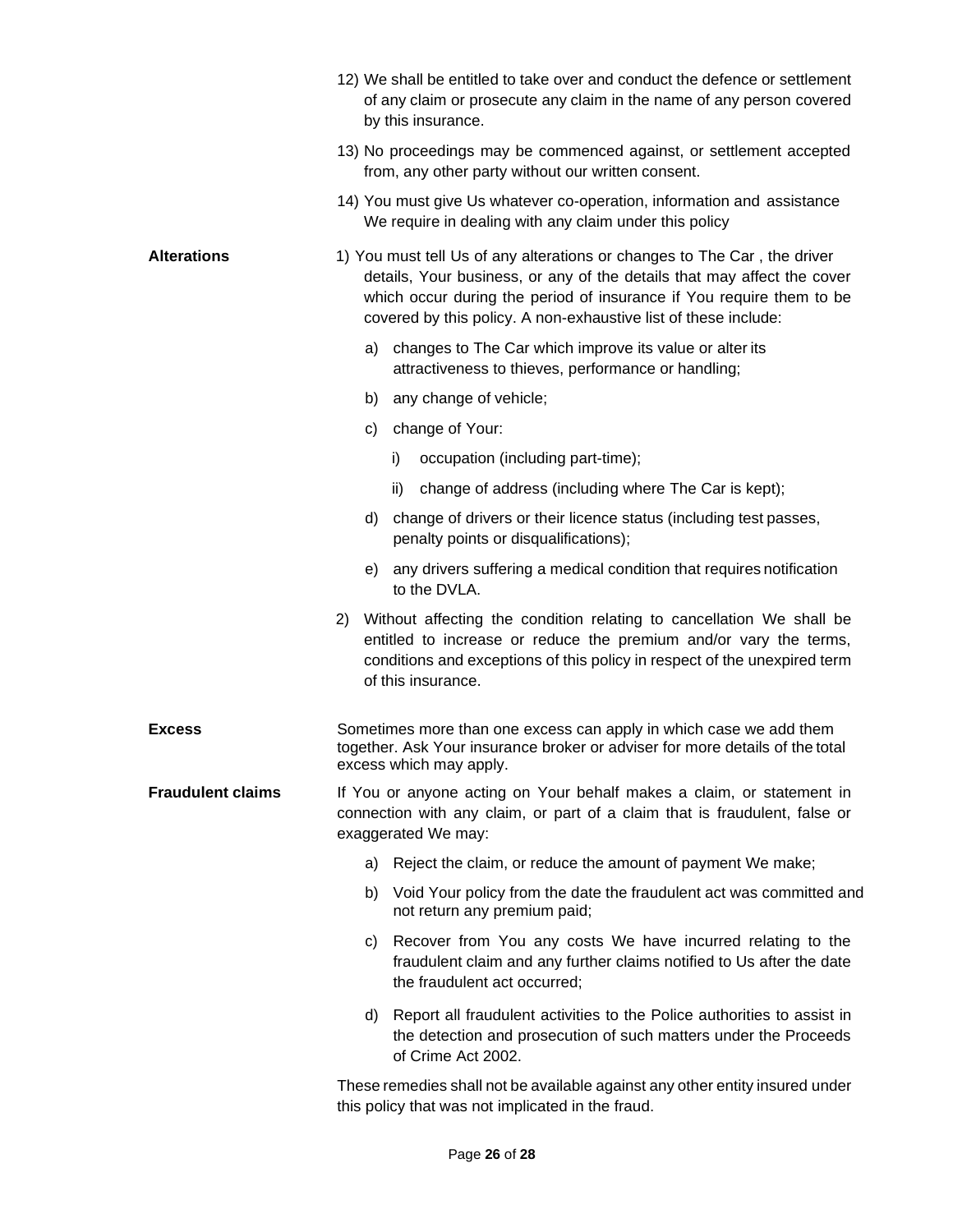12) We shall be entitled to take over and conduct the defence or settlement of any claim or prosecute any claim in the name of any person covered by this insurance.

13) No proceedings may be commenced against, or settlement accepted from, any other party without our written consent.

14) You must give Us whatever co-operation, information and assistance We require in dealing with any claim under this policy

**Alterations**

1) You must tell Us of any alterations or changes to The Car , the driver details, Your business, or any of the details that may affect the cover which occur during the period of insurance if You require them to be covered by this policy. A non-exhaustive list of these include:

   a) changes to The Car which improve its value or alter its attractiveness to thieves, performance or handling;

   b) any change of vehicle;

   c) change of Your:

      i) occupation (including part-time);

      ii) change of address (including where The Car is kept);

   d) change of drivers or their licence status (including test passes, penalty points or disqualifications);

   e) any drivers suffering a medical condition that requires notification to the DVLA.

2) Without affecting the condition relating to cancellation We shall be entitled to increase or reduce the premium and/or vary the terms, conditions and exceptions of this policy in respect of the unexpired term of this insurance.

**Excess**

Sometimes more than one excess can apply in which case we add them together. Ask Your insurance broker or adviser for more details of the total excess which may apply.

**Fraudulent claims**

If You or anyone acting on Your behalf makes a claim, or statement in connection with any claim, or part of a claim that is fraudulent, false or exaggerated We may:

a) Reject the claim, or reduce the amount of payment We make;

b) Void Your policy from the date the fraudulent act was committed and not return any premium paid;

c) Recover from You any costs We have incurred relating to the fraudulent claim and any further claims notified to Us after the date the fraudulent act occurred;

d) Report all fraudulent activities to the Police authorities to assist in the detection and prosecution of such matters under the Proceeds of Crime Act 2002.

These remedies shall not be available against any other entity insured under this policy that was not implicated in the fraud.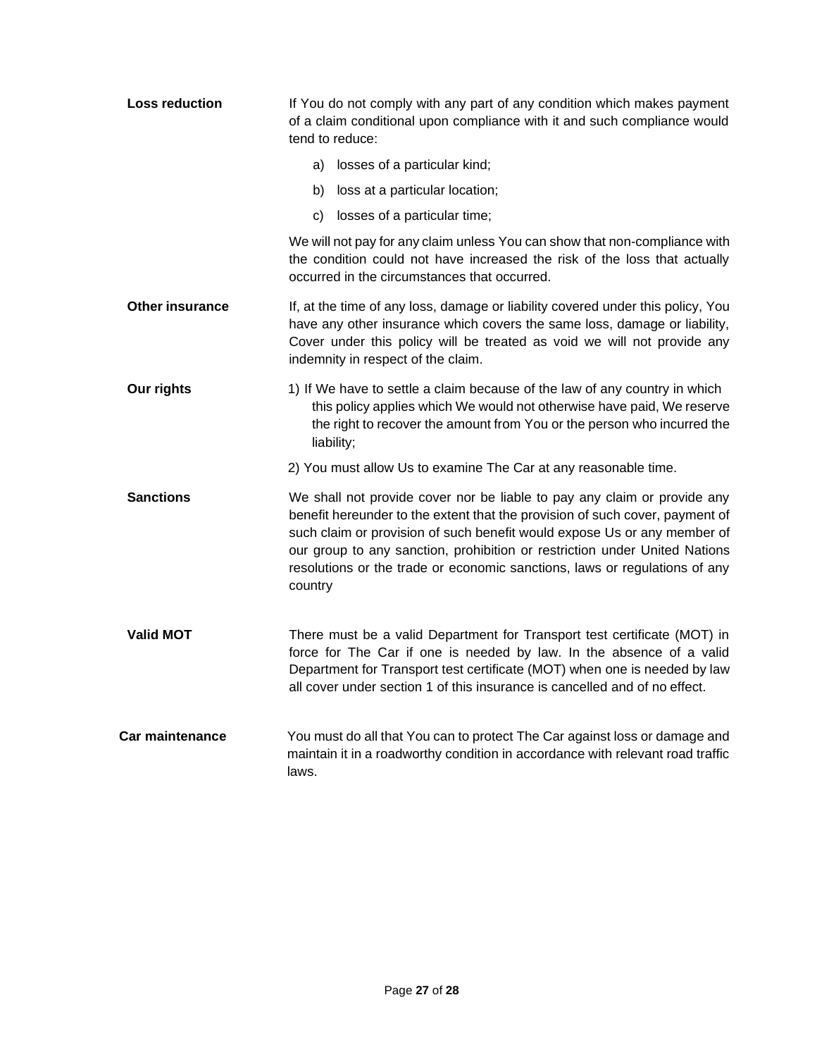**Loss reduction**

If You do not comply with any part of any condition which makes payment of a claim conditional upon compliance with it and such compliance would tend to reduce:

a) losses of a particular kind;

b) loss at a particular location;

c) losses of a particular time;

We will not pay for any claim unless You can show that non-compliance with the condition could not have increased the risk of the loss that actually occurred in the circumstances that occurred.

**Other insurance**

If, at the time of any loss, damage or liability covered under this policy, You have any other insurance which covers the same loss, damage or liability, Cover under this policy will be treated as void we will not provide any indemnity in respect of the claim.

**Our rights**

1) If We have to settle a claim because of the law of any country in which this policy applies which We would not otherwise have paid, We reserve the right to recover the amount from You or the person who incurred the liability;

2) You must allow Us to examine The Car at any reasonable time.

**Sanctions**

We shall not provide cover nor be liable to pay any claim or provide any benefit hereunder to the extent that the provision of such cover, payment of such claim or provision of such benefit would expose Us or any member of our group to any sanction, prohibition or restriction under United Nations resolutions or the trade or economic sanctions, laws or regulations of any country

**Valid MOT**

There must be a valid Department for Transport test certificate (MOT) in force for The Car if one is needed by law. In the absence of a valid Department for Transport test certificate (MOT) when one is needed by law all cover under section 1 of this insurance is cancelled and of no effect.

**Car maintenance**

You must do all that You can to protect The Car against loss or damage and maintain it in a roadworthy condition in accordance with relevant road traffic laws.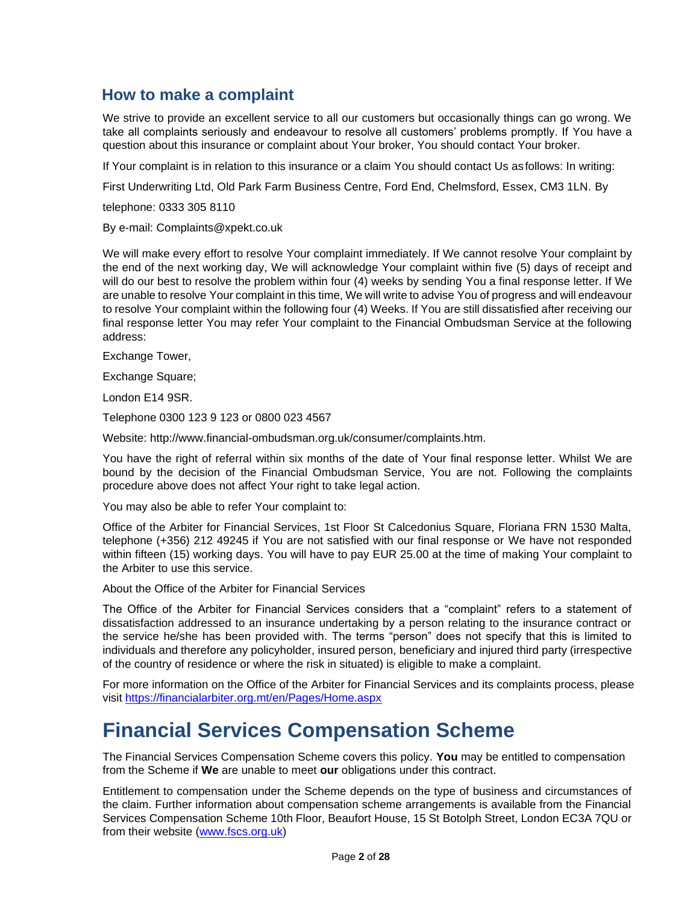## How to make a complaint

We strive to provide an excellent service to all our customers but occasionally things can go wrong. We take all complaints seriously and endeavour to resolve all customers' problems promptly. If You have a question about this insurance or complaint about Your broker, You should contact Your broker.

If Your complaint is in relation to this insurance or a claim You should contact Us as follows: In writing:

First Underwriting Ltd, Old Park Farm Business Centre, Ford End, Chelmsford, Essex, CM3 1LN. By

telephone: 0333 305 8110

By e-mail: Complaints@xpekt.co.uk

We will make every effort to resolve Your complaint immediately. If We cannot resolve Your complaint by the end of the next working day, We will acknowledge Your complaint within five (5) days of receipt and will do our best to resolve the problem within four (4) weeks by sending You a final response letter. If We are unable to resolve Your complaint in this time, We will write to advise You of progress and will endeavour to resolve Your complaint within the following four (4) Weeks. If You are still dissatisfied after receiving our final response letter You may refer Your complaint to the Financial Ombudsman Service at the following address:

Exchange Tower,

Exchange Square;

London E14 9SR.

Telephone 0300 123 9 123 or 0800 023 4567

Website: http://www.financial-ombudsman.org.uk/consumer/complaints.htm.

You have the right of referral within six months of the date of Your final response letter. Whilst We are bound by the decision of the Financial Ombudsman Service, You are not. Following the complaints procedure above does not affect Your right to take legal action.

You may also be able to refer Your complaint to:

Office of the Arbiter for Financial Services, 1st Floor St Calcedonius Square, Floriana FRN 1530 Malta, telephone (+356) 212 49245 if You are not satisfied with our final response or We have not responded within fifteen (15) working days. You will have to pay EUR 25.00 at the time of making Your complaint to the Arbiter to use this service.

About the Office of the Arbiter for Financial Services

The Office of the Arbiter for Financial Services considers that a "complaint" refers to a statement of dissatisfaction addressed to an insurance undertaking by a person relating to the insurance contract or the service he/she has been provided with. The terms "person" does not specify that this is limited to individuals and therefore any policyholder, insured person, beneficiary and injured third party (irrespective of the country of residence or where the risk in situated) is eligible to make a complaint.

For more information on the Office of the Arbiter for Financial Services and its complaints process, please visit https://financialarbiter.org.mt/en/Pages/Home.aspx

# Financial Services Compensation Scheme

The Financial Services Compensation Scheme covers this policy. **You** may be entitled to compensation from the Scheme if **We** are unable to meet **our** obligations under this contract.

Entitlement to compensation under the Scheme depends on the type of business and circumstances of the claim. Further information about compensation scheme arrangements is available from the Financial Services Compensation Scheme 10th Floor, Beaufort House, 15 St Botolph Street, London EC3A 7QU or from their website (www.fscs.org.uk)